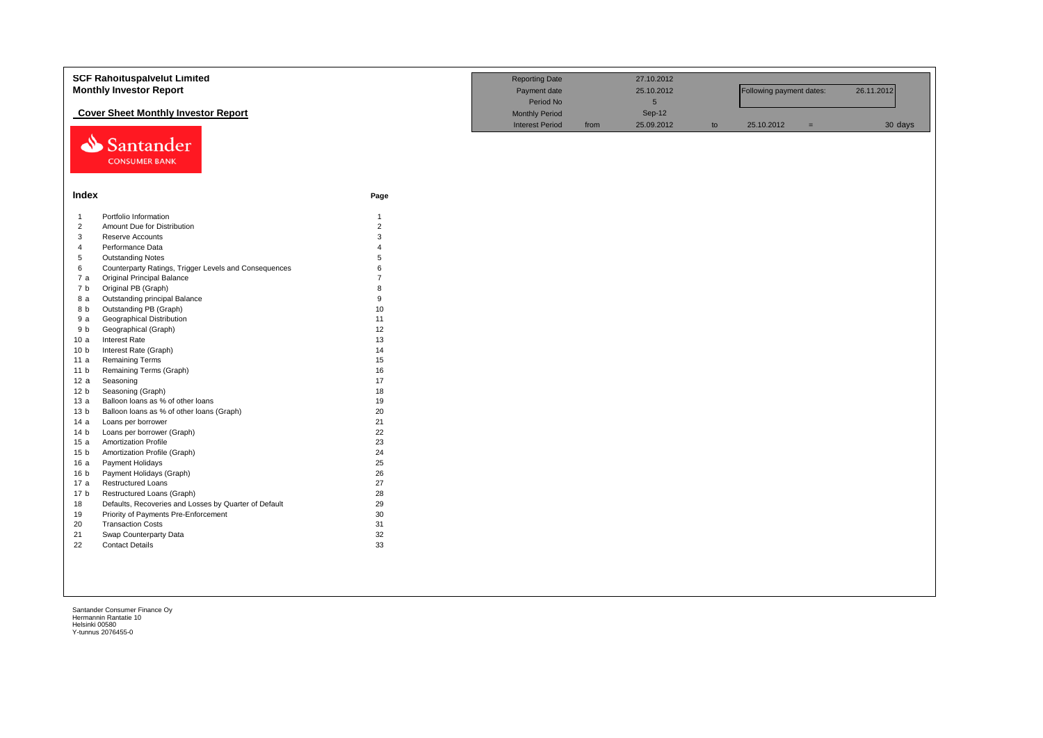**SCF Rahoituspalvelut Limited**
**Monthly Investor Report**

**Cover Sheet Monthly Investor Report**

| | | | | | | | |
|---|---|---|---|---|---|---|---|
| Reporting Date | | 27.10.2012 | | | | | |
| Payment date | | 25.10.2012 | | Following payment dates: | | 26.11.2012 | |
| Period No | | 5 | | | | | |
| Monthly Period | | Sep-12 | | | | | |
| Interest Period | from | 25.09.2012 | to | 25.10.2012 | = | | 30 days |

Santander
CONSUMER BANK

## Index

| | | Page |
|---|---|---|
| 1 | Portfolio Information | 1 |
| 2 | Amount Due for Distribution | 2 |
| 3 | Reserve Accounts | 3 |
| 4 | Performance Data | 4 |
| 5 | Outstanding Notes | 5 |
| 6 | Counterparty Ratings, Trigger Levels and Consequences | 6 |
| 7 a | Original Principal Balance | 7 |
| 7 b | Original PB (Graph) | 8 |
| 8 a | Outstanding principal Balance | 9 |
| 8 b | Outstanding PB (Graph) | 10 |
| 9 a | Geographical Distribution | 11 |
| 9 b | Geographical (Graph) | 12 |
| 10 a | Interest Rate | 13 |
| 10 b | Interest Rate (Graph) | 14 |
| 11 a | Remaining Terms | 15 |
| 11 b | Remaining Terms (Graph) | 16 |
| 12 a | Seasoning | 17 |
| 12 b | Seasoning (Graph) | 18 |
| 13 a | Balloon loans as % of other loans | 19 |
| 13 b | Balloon loans as % of other loans (Graph) | 20 |
| 14 a | Loans per borrower | 21 |
| 14 b | Loans per borrower (Graph) | 22 |
| 15 a | Amortization Profile | 23 |
| 15 b | Amortization Profile (Graph) | 24 |
| 16 a | Payment Holidays | 25 |
| 16 b | Payment Holidays (Graph) | 26 |
| 17 a | Restructured Loans | 27 |
| 17 b | Restructured Loans (Graph) | 28 |
| 18 | Defaults, Recoveries and Losses by Quarter of Default | 29 |
| 19 | Priority of Payments Pre-Enforcement | 30 |
| 20 | Transaction Costs | 31 |
| 21 | Swap Counterparty Data | 32 |
| 22 | Contact Details | 33 |

Santander Consumer Finance Oy
Hermannin Rantatie 10
Helsinki 00580
Y-tunnus 2076455-0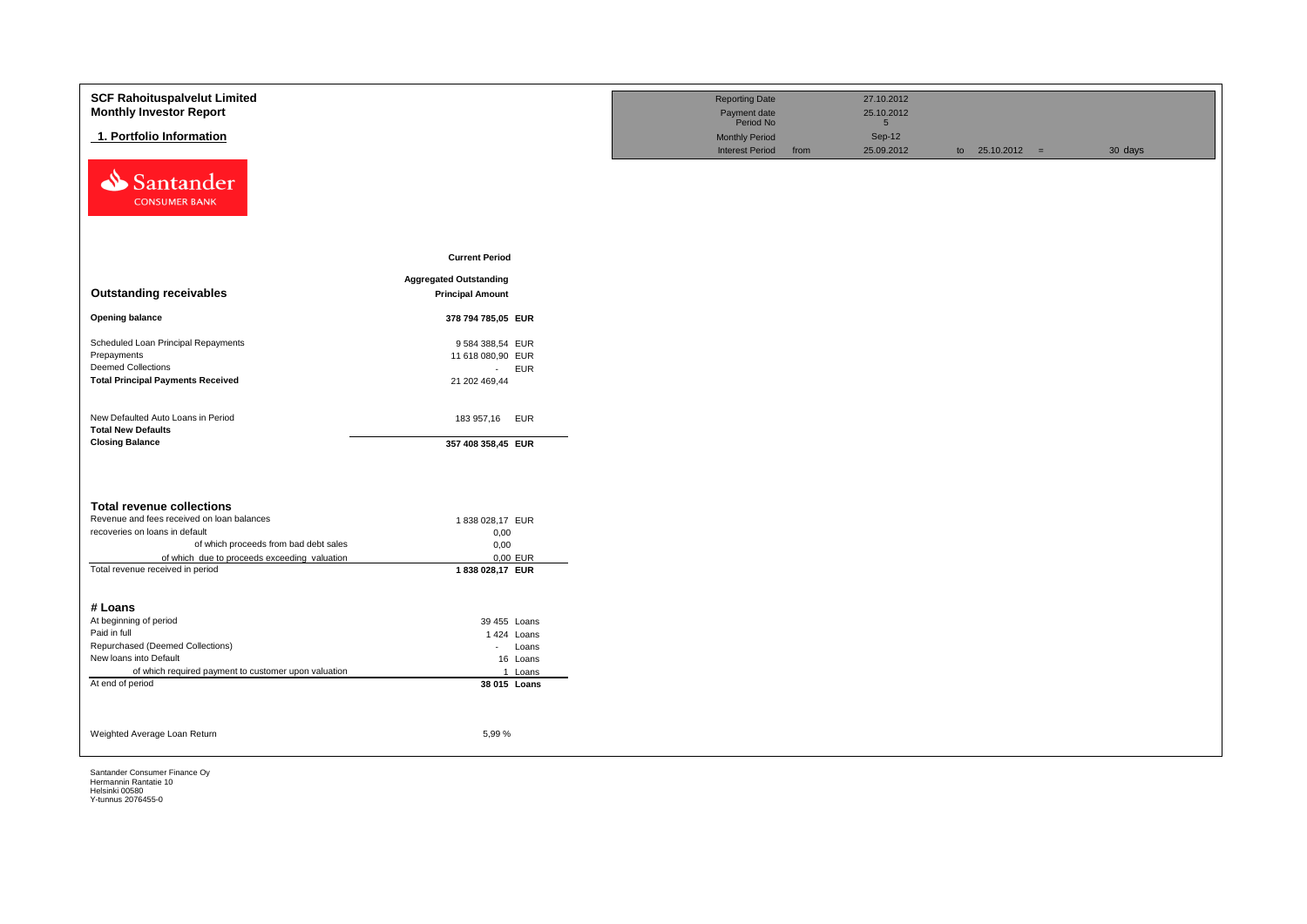**SCF Rahoituspalvelut Limited**
**Monthly Investor Report**

## 1. Portfolio Information

| | | | | |
|---|---|---|---|---|
| Reporting Date | | 27.10.2012 | | |
| Payment date | | 25.10.2012 | | |
| Period No | | 5 | | |
| Monthly Period | | Sep-12 | | |
| Interest Period | from | 25.09.2012 | to 25.10.2012 = | 30 days |

Santander
CONSUMER BANK

| | Current Period | |
|---|---|---|
| **Outstanding receivables** | **Aggregated Outstanding Principal Amount** | |
| **Opening balance** | **378 794 785,05** | **EUR** |
| Scheduled Loan Principal Repayments | 9 584 388,54 | EUR |
| Prepayments | 11 618 080,90 | EUR |
| Deemed Collections | - | EUR |
| **Total Principal Payments Received** | 21 202 469,44 | |
| New Defaulted Auto Loans in Period | 183 957,16 | EUR |
| **Total New Defaults** | | |
| **Closing Balance** | **357 408 358,45** | **EUR** |

| | | |
|---|---|---|
| **Total revenue collections** | | |
| Revenue and fees received on loan balances | 1 838 028,17 | EUR |
| recoveries on loans in default | 0,00 | |
| of which proceeds from bad debt sales | 0,00 | |
| of which due to proceeds exceeding valuation | 0,00 | EUR |
| Total revenue received in period | **1 838 028,17** | **EUR** |

| | | |
|---|---|---|
| **# Loans** | | |
| At beginning of period | 39 455 | Loans |
| Paid in full | 1 424 | Loans |
| Repurchased (Deemed Collections) | - | Loans |
| New loans into Default | 16 | Loans |
| of which required payment to customer upon valuation | 1 | Loans |
| At end of period | **38 015** | **Loans** |

Weighted Average Loan Return 5,99 %

Santander Consumer Finance Oy
Hermannin Rantatie 10
Helsinki 00580
Y-tunnus 2076455-0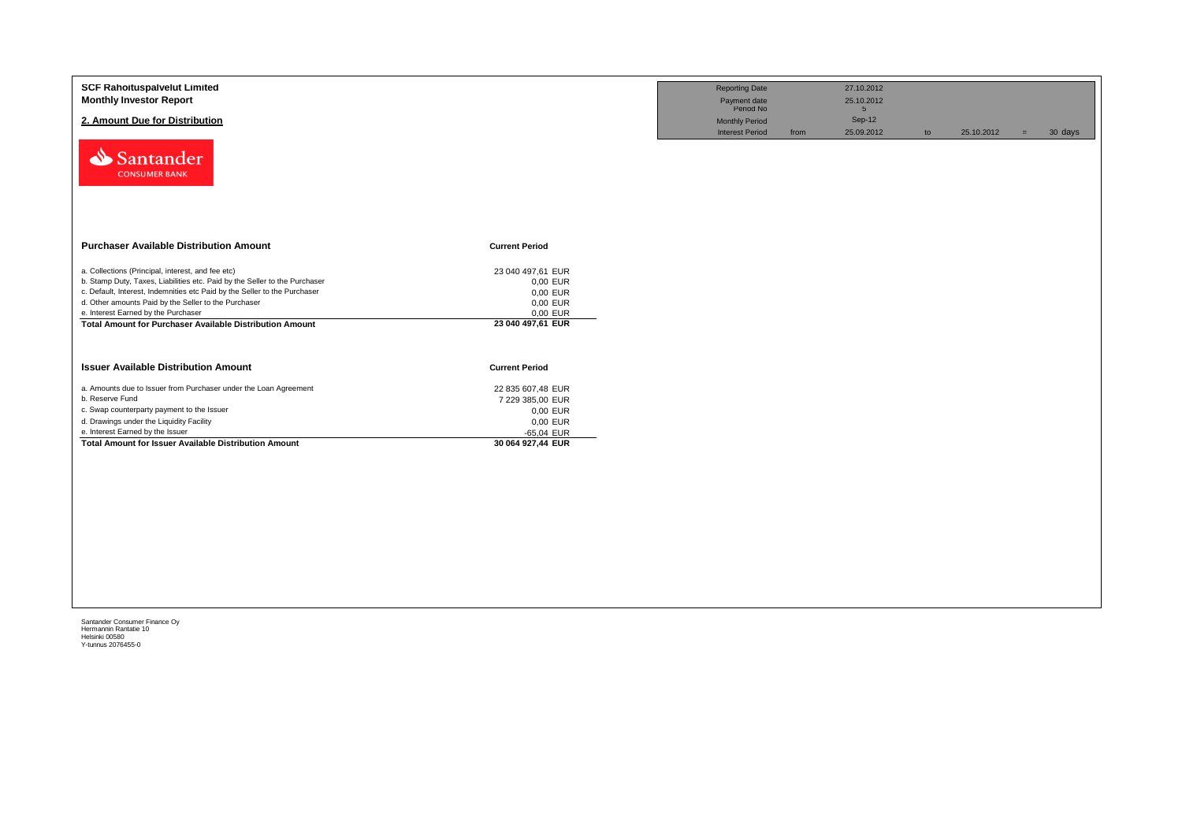**SCF Rahoituspalvelut Limited**
**Monthly Investor Report**

## 2. Amount Due for Distribution

| | | | | | | | |
|---|---|---|---|---|---|---|---|
| Reporting Date | | 27.10.2012 | | | | | |
| Payment date | | 25.10.2012 | | | | | |
| Period No | | 5 | | | | | |
| Monthly Period | | Sep-12 | | | | | |
| Interest Period | from | 25.09.2012 | to | 25.10.2012 | = | 30 | days |

Santander
CONSUMER BANK

| **Purchaser Available Distribution Amount** | **Current Period** |
|---|---|
| a. Collections (Principal, interest, and fee etc) | 23 040 497,61 EUR |
| b. Stamp Duty, Taxes, Liabilities etc. Paid by the Seller to the Purchaser | 0,00 EUR |
| c. Default, Interest, Indemnities etc Paid by the Seller to the Purchaser | 0,00 EUR |
| d. Other amounts Paid by the Seller to the Purchaser | 0,00 EUR |
| e. Interest Earned by the Purchaser | 0,00 EUR |
| **Total Amount for Purchaser Available Distribution Amount** | **23 040 497,61 EUR** |

| **Issuer Available Distribution Amount** | **Current Period** |
|---|---|
| a. Amounts due to Issuer from Purchaser under the Loan Agreement | 22 835 607,48 EUR |
| b. Reserve Fund | 7 229 385,00 EUR |
| c. Swap counterparty payment to the Issuer | 0,00 EUR |
| d. Drawings under the Liquidity Facility | 0,00 EUR |
| e. Interest Earned by the Issuer | -65,04 EUR |
| **Total Amount for Issuer Available Distribution Amount** | **30 064 927,44 EUR** |

Santander Consumer Finance Oy
Hermannin Rantatie 10
Helsinki 00580
Y-tunnus 2076455-0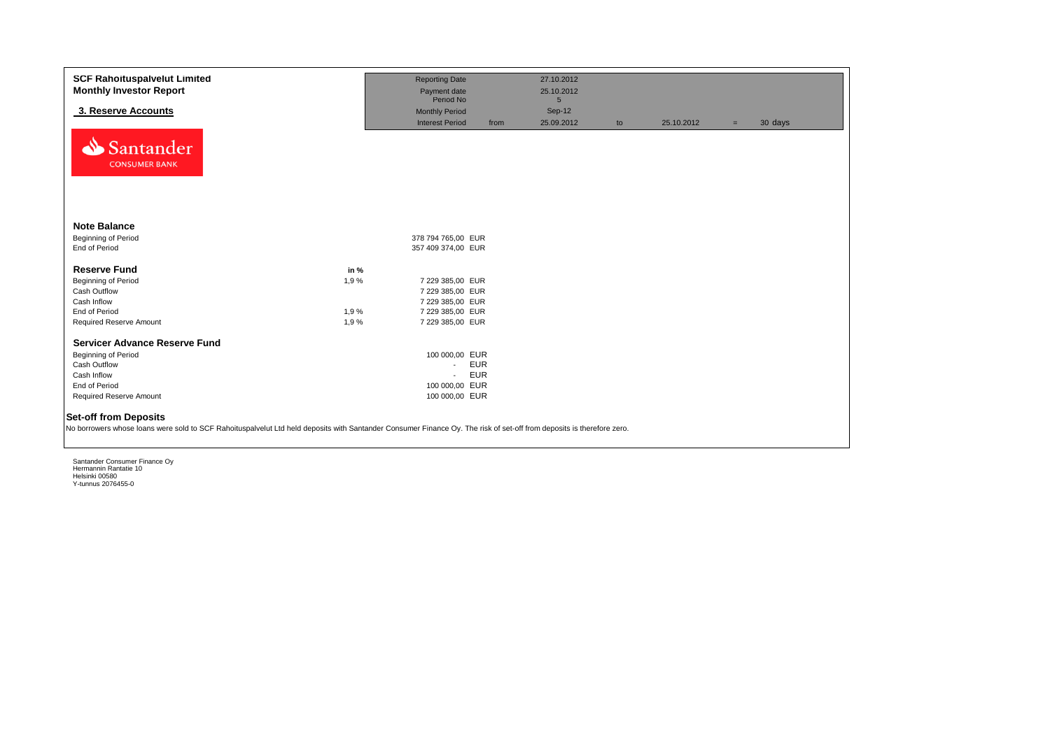**SCF Rahoituspalvelut Limited**
**Monthly Investor Report**

## 3. Reserve Accounts

| | | | | | | | |
|---|---|---|---|---|---|---|---|
| Reporting Date | | 27.10.2012 | | | | | |
| Payment date | | 25.10.2012 | | | | | |
| Period No | | 5 | | | | | |
| Monthly Period | | Sep-12 | | | | | |
| Interest Period | from | 25.09.2012 | to | 25.10.2012 | = | 30 days | |

Santander CONSUMER BANK

### Note Balance

| | | | |
|---|---|---|---|
| Beginning of Period | | 378 794 765,00 | EUR |
| End of Period | | 357 409 374,00 | EUR |

### Reserve Fund

| | in % | | |
|---|---|---|---|
| Beginning of Period | 1,9 % | 7 229 385,00 | EUR |
| Cash Outflow | | 7 229 385,00 | EUR |
| Cash Inflow | | 7 229 385,00 | EUR |
| End of Period | 1,9 % | 7 229 385,00 | EUR |
| Required Reserve Amount | 1,9 % | 7 229 385,00 | EUR |

### Servicer Advance Reserve Fund

| | | |
|---|---|---|
| Beginning of Period | 100 000,00 | EUR |
| Cash Outflow | - | EUR |
| Cash Inflow | - | EUR |
| End of Period | 100 000,00 | EUR |
| Required Reserve Amount | 100 000,00 | EUR |

### Set-off from Deposits

No borrowers whose loans were sold to SCF Rahoituspalvelut Ltd held deposits with Santander Consumer Finance Oy. The risk of set-off from deposits is therefore zero.

Santander Consumer Finance Oy
Hermannin Rantatie 10
Helsinki 00580
Y-tunnus 2076455-0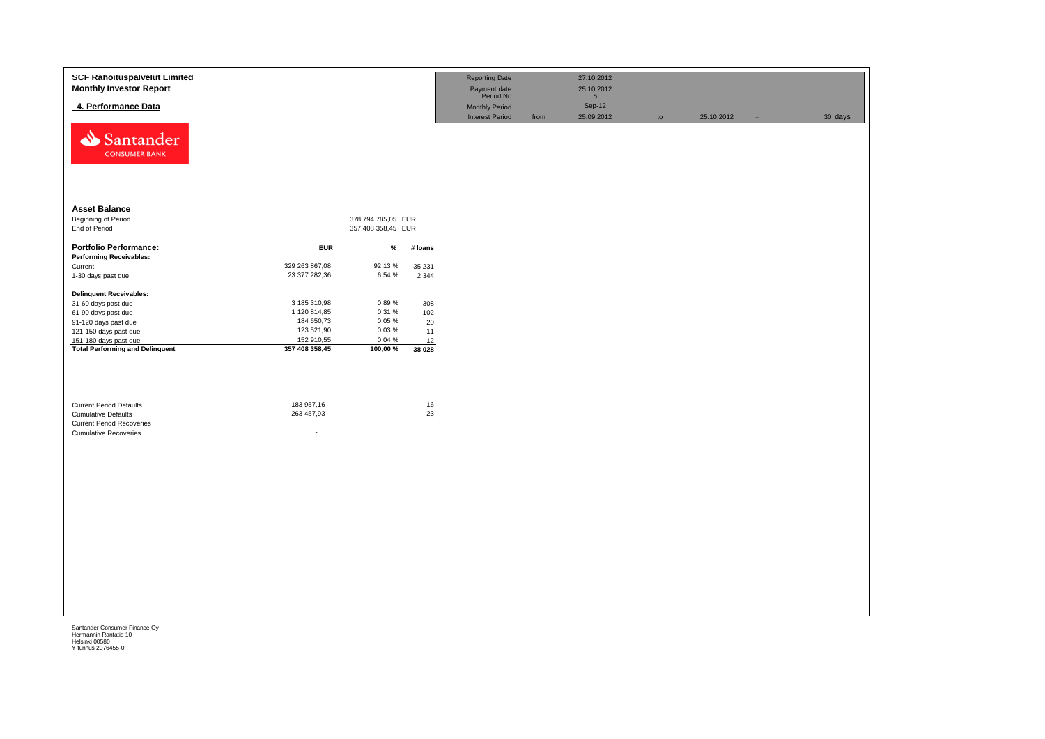**SCF Rahoituspalvelut Limited**
**Monthly Investor Report**

## 4. Performance Data

| | | | | | | | |
|---|---|---|---|---|---|---|---|
| Reporting Date | | 27.10.2012 | | | | | |
| Payment date | | 25.10.2012 | | | | | |
| Period No | | 5 | | | | | |
| Monthly Period | | Sep-12 | | | | | |
| Interest Period | from | 25.09.2012 | to | 25.10.2012 | = | 30 days | |

Santander CONSUMER BANK

### Asset Balance

| | | |
|---|---|---|
| Beginning of Period | 378 794 785,05 | EUR |
| End of Period | 357 408 358,45 | EUR |

| **Portfolio Performance:** | **EUR** | **%** | **# loans** |
|---|---|---|---|
| **Performing Receivables:** | | | |
| Current | 329 263 867,08 | 92,13 % | 35 231 |
| 1-30 days past due | 23 377 282,36 | 6,54 % | 2 344 |
| **Delinquent Receivables:** | | | |
| 31-60 days past due | 3 185 310,98 | 0,89 % | 308 |
| 61-90 days past due | 1 120 814,85 | 0,31 % | 102 |
| 91-120 days past due | 184 650,73 | 0,05 % | 20 |
| 121-150 days past due | 123 521,90 | 0,03 % | 11 |
| 151-180 days past due | 152 910,55 | 0,04 % | 12 |
| **Total Performing and Delinquent** | **357 408 358,45** | **100,00 %** | **38 028** |

| | | |
|---|---|---|
| Current Period Defaults | 183 957,16 | 16 |
| Cumulative Defaults | 263 457,93 | 23 |
| Current Period Recoveries | - | |
| Cumulative Recoveries | - | |

Santander Consumer Finance Oy
Hermannin Rantatie 10
Helsinki 00580
Y-tunnus 2076455-0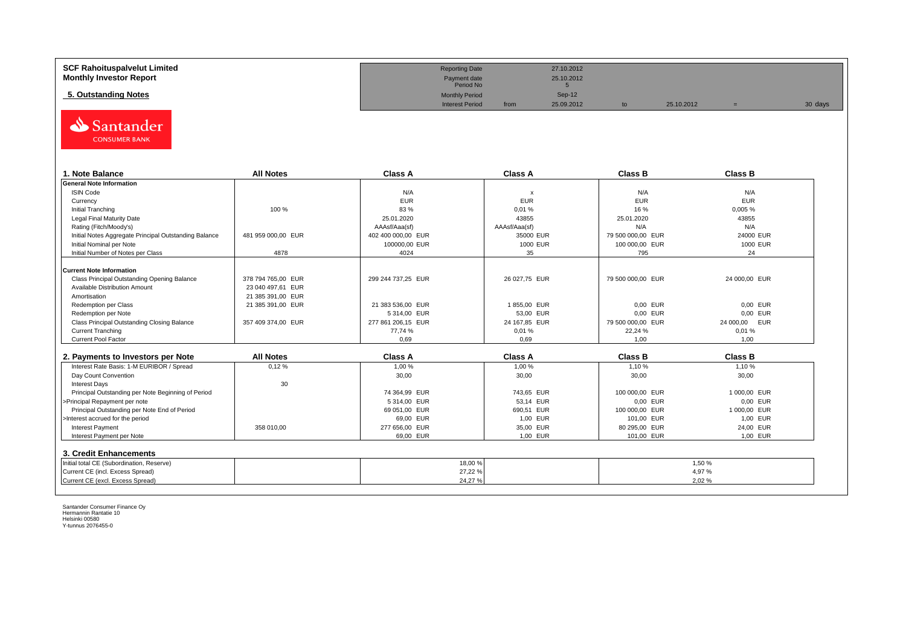**SCF Rahoituspalvelut Limited**
**Monthly Investor Report**

**5. Outstanding Notes**

| | | | | | | |
|---|---|---|---|---|---|---|
| Reporting Date | | 27.10.2012 | | | | |
| Payment date | | 25.10.2012 | | | | |
| Period No | | 5 | | | | |
| Monthly Period | | Sep-12 | | | | |
| Interest Period | from | 25.09.2012 | to | 25.10.2012 | = | 30 days |

| 1. Note Balance | All Notes | Class A | Class A | Class B | Class B |
|---|---|---|---|---|---|
| **General Note Information** | | | | | |
| ISIN Code | | N/A | x | N/A | N/A |
| Currency | | EUR | EUR | EUR | EUR |
| Initial Tranching | 100 % | 83 % | 0,01 % | 16 % | 0,005 % |
| Legal Final Maturity Date | | 25.01.2020 | 43855 | 25.01.2020 | 43855 |
| Rating (Fitch/Moody's) | | AAAsf/Aaa(sf) | AAAsf/Aaa(sf) | N/A | N/A |
| Initial Notes Aggregate Principal Outstanding Balance | 481 959 000,00 EUR | 402 400 000,00 EUR | 35000 EUR | 79 500 000,00 EUR | 24000 EUR |
| Initial Nominal per Note | | 100000,00 EUR | 1000 EUR | 100 000,00 EUR | 1000 EUR |
| Initial Number of Notes per Class | 4878 | 4024 | 35 | 795 | 24 |
| **Current Note Information** | | | | | |
| Class Principal Outstanding Opening Balance | 378 794 765,00 EUR | 299 244 737,25 EUR | 26 027,75 EUR | 79 500 000,00 EUR | 24 000,00 EUR |
| Available Distribution Amount | 23 040 497,61 EUR | | | | |
| Amortisation | 21 385 391,00 EUR | | | | |
| Redemption per Class | 21 385 391,00 EUR | 21 383 536,00 EUR | 1 855,00 EUR | 0,00 EUR | 0,00 EUR |
| Redemption per Note | | 5 314,00 EUR | 53,00 EUR | 0,00 EUR | 0,00 EUR |
| Class Principal Outstanding Closing Balance | 357 409 374,00 EUR | 277 861 206,15 EUR | 24 167,85 EUR | 79 500 000,00 EUR | 24 000,00 EUR |
| Current Tranching | | 77,74 % | 0,01 % | 22,24 % | 0,01 % |
| Current Pool Factor | | 0,69 | 0,69 | 1,00 | 1,00 |

| 2. Payments to Investors per Note | All Notes | Class A | Class A | Class B | Class B |
|---|---|---|---|---|---|
| Interest Rate Basis: 1-M EURIBOR / Spread | 0,12 % | 1,00 % | 1,00 % | 1,10 % | 1,10 % |
| Day Count Convention | | 30,00 | 30,00 | 30,00 | 30,00 |
| Interest Days | 30 | | | | |
| Principal Outstanding per Note Beginning of Period | | 74 364,99 EUR | 743,65 EUR | 100 000,00 EUR | 1 000,00 EUR |
| >Principal Repayment per note | | 5 314,00 EUR | 53,14 EUR | 0,00 EUR | 0,00 EUR |
| Principal Outstanding per Note End of Period | | 69 051,00 EUR | 690,51 EUR | 100 000,00 EUR | 1 000,00 EUR |
| >Interest accrued for the period | | 69,00 EUR | 1,00 EUR | 101,00 EUR | 1,00 EUR |
| Interest Payment | 358 010,00 | 277 656,00 EUR | 35,00 EUR | 80 295,00 EUR | 24,00 EUR |
| Interest Payment per Note | | 69,00 EUR | 1,00 EUR | 101,00 EUR | 1,00 EUR |

| 3. Credit Enhancements | | Class A | | Class B |
|---|---|---|---|---|
| Initial total CE (Subordination, Reserve) | | 18,00 % | | 1,50 % |
| Current CE (incl. Excess Spread) | | 27,22 % | | 4,97 % |
| Current CE (excl. Excess Spread) | | 24,27 % | | 2,02 % |

Santander Consumer Finance Oy
Hermannin Rantatie 10
Helsinki 00580
Y-tunnus 2076455-0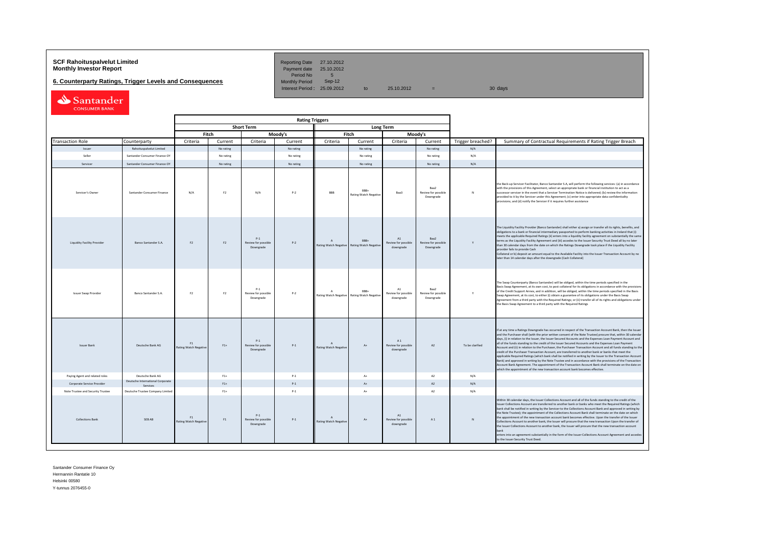**SCF Rahoituspalvelut Limited**
**Monthly Investor Report**

**6. Counterparty Ratings, Trigger Levels and Consequences**

| | | | | | |
|---|---|---|---|---|---|
| Reporting Date | 27.10.2012 | | | | |
| Payment date | 25.10.2012 | | | | |
| Period No | 5 | | | | |
| Monthly Period | Sep-12 | | | | |
| Interest Period : | 25.09.2012 | to | 25.10.2012 | = | 30 days |

| | | Rating Triggers | | | | | | | | | |
|---|---|---|---|---|---|---|---|---|---|---|---|
| | | Short Term | | | | Long Term | | | | | |
| | | Fitch | | Moody's | | Fitch | | Moody's | | | |
| Transaction Role | Counterparty | Criteria | Current | Criteria | Current | Criteria | Current | Criteria | Current | Trigger breached? | Summary of Contractual Requirements if Rating Trigger Breach |
| Issuer | Rahoituspalvelut Limited | | No rating | | No rating | | No rating | | No rating | N/A | |
| Seller | Santander Consumer Finance OY | | No rating | | No rating | | No rating | | No rating | N/A | |
| Servicer | Santander Consumer Finance OY | | No rating | | No rating | | No rating | | No rating | N/A | |
| Servicer's Owner | Santander Consumer Finance | N/A | F2 | N/A | P-2 | BBB | BBB+ Rating Watch Negative | Baa3 | Baa2 Review for possible Downgrade | N | the Back-up Servicer Facilitator, Banco Santander S.A, will perform the following services: (a) in accordance with the provisions of this Agreement, select an appropriate bank or financial institution to act as a successor servicer in the event that a Servicer Termination Notice is delivered; (b) review the information provided to it by the Servicer under this Agreement; (c) enter into appropriate data confidentiality provisions; and (d) notify the Servicer if it requires further assistance |
| Liquidity Facility Provider | Banco Santander S.A. | F2 | F2 | P-1 Review for possible Downgrade | P-2 | A Rating Watch Negative | BBB+ Rating Watch Negative | A1 Review for possible downgrade | Baa2 Review for possible Downgrade | Y | The Liquidity Facility Provider (Banco Santander) shall either a) assign or transfer all its rights, benefits, and obligations to a bank or financial intermediary passported to perform banking activities in Ireland that (i) meets the applicable Required Ratings (ii) enters into a liquidity facility agreement on substantially the same terms as the Liquidity Facility Agreement and (iii) accedes to the Issuer Security Trust Deed all by no later than 30 calendar days from the date on which the Ratings Downgrade took place if the Liquidity Facility provider fails to provide Cash Collateral or b) deposit an amount equal to the Available Facility into the Issuer Transaction Account by no later than 14 calendar days after the downgrade (Cash Collateral) |
| Issuer Swap Provider | Banco Santander S.A. | F2 | F2 | P-1 Review for possible Downgrade | P-2 | A Rating Watch Negative | BBB+ Rating Watch Negative | A1 Review for possible downgrade | Baa2 Review for possible Downgrade | Y | The Swap Counterparty (Banco Santander) will be obliged, within the time periods specified in the Basis Swap Agreement, at its own cost, to post collateral for its obligations in accordance with the provisions of the Credit Support Annex, and in addition, will be obliged, within the time periods specified in the Basis Swap Agreement, at its cost, to either (i) obtain a guarantee of its obligations under the Basis Swap Agreement from a third party with the Required Ratings; or (ii) transfer all of its rights and obligations under the Basis Swap Agreement to a third party with the Required Ratings |
| Issuer Bank | Deutsche Bank AG | F1 Rating Watch Negative | F1+ | P-1 Review for possible Downgrade | P-1 | A Rating Watch Negative | A+ | A 1 Review for possible downgrade | A2 | To be clarified | If at any time a Ratings Downgrade has occurred in respect of the Transaction Account Bank, then the Issuer and the Purchaser shall (with the prior written consent of the Note Trustee) procure that, within 30 calendar days, (i) in relation to the Issuer, the Issuer Secured Accounts and the Expenses Loan Payment Account and all of the funds standing to the credit of the Issuer Secured Accounts and the Expenses Loan Payment Account and (ii) in relation to the Purchaser, the Purchaser Transaction Account and all funds standing to the credit of the Purchaser Transaction Account, are transferred to another bank or banks that meet the applicable Required Ratings (which bank shall be notified in writing by the Issuer to the Transaction Account Bank) and approved in writing by the Note Trustee and in accordance with the provisions of the Transaction Account Bank Agreement. The appointment of the Transaction Account Bank shall terminate on the date on which the appointment of the new transaction account bank becomes effective. |
| Paying Agent and related roles | Deutsche Bank AG | | F1+ | | P-1 | | A+ | | A2 | N/A | |
| Corporate Service Provider | Deutsche International Corporate Services | | F1+ | | P-1 | | A+ | | A2 | N/A | |
| Note Trustee and Security Trustee | Deutsche Trustee Company Limited | | F1+ | | P-1 | | A+ | | A2 | N/A | |
| Collections Bank | SEB AB | F1 Rating Watch Negative | F1 | P-1 Review for possible Downgrade | P-1 | A Rating Watch Negative | A+ | A1 Review for possible downgrade | A 1 | N | Within 30 calendar days, the Issuer Collections Account and all of the funds standing to the credit of the Issuer Collections Account are transferred to another bank or banks who meet the Required Ratings (which bank shall be notified in writing by the Servicer to the Collections Account Bank and approved in writing by the Note Trustee); the appointment of the Collections Account Bank shall terminate on the date on which the appointment of the new transaction account bank becomes effective. Upon the transfer of the Issuer Collections Account to another bank, the Issuer will procure that the new transaction Upon the transfer of the Issuer Collections Account to another bank, the Issuer will procure that the new transaction account bank enters into an agreement substantially in the form of the Issuer Collections Account Agreement and accedes to the Issuer Security Trust Deed. |

Santander Consumer Finance Oy
Hermannin Rantatie 10
Helsinki 00580
Y-tunnus 2076455-0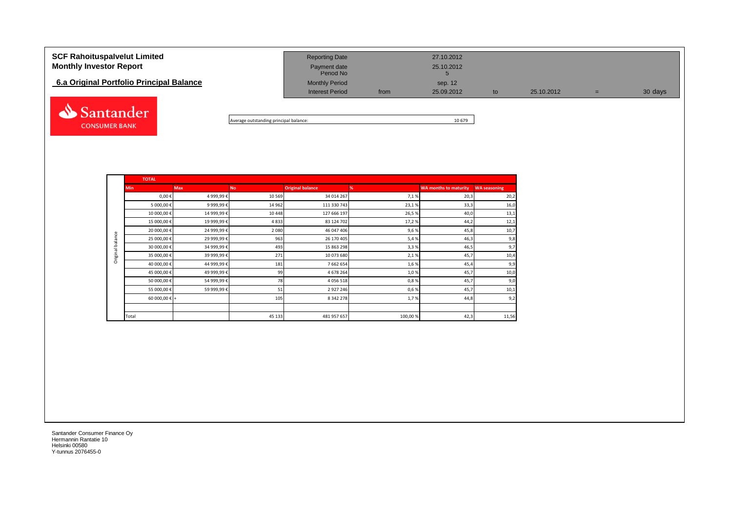# SCF Rahoituspalvelut Limited
# Monthly Investor Report

## 6.a Original Portfolio Principal Balance

| | | | | | | |
|---|---|---|---|---|---|---|
| Reporting Date | | 27.10.2012 | | | | |
| Payment date | | 25.10.2012 | | | | |
| Period No | | 5 | | | | |
| Monthly Period | | sep. 12 | | | | |
| Interest Period | from | 25.09.2012 | to | 25.10.2012 | = | 30 days |

Santander CONSUMER BANK

Average outstanding principal balance: 10 679

| | TOTAL | | | | | | |
|---|---|---|---|---|---|---|---|
| | Min | Max | No | Original balance | % | WA months to maturity | WA seasoning |
| Original balance | 0,00 € | 4 999,99 € | 10 569 | 34 014 267 | 7,1 % | 20,3 | 20,2 |
| | 5 000,00 € | 9 999,99 € | 14 962 | 111 330 743 | 23,1 % | 33,3 | 16,0 |
| | 10 000,00 € | 14 999,99 € | 10 448 | 127 666 197 | 26,5 % | 40,0 | 13,1 |
| | 15 000,00 € | 19 999,99 € | 4 833 | 83 124 702 | 17,2 % | 44,2 | 12,1 |
| | 20 000,00 € | 24 999,99 € | 2 080 | 46 047 406 | 9,6 % | 45,8 | 10,7 |
| | 25 000,00 € | 29 999,99 € | 963 | 26 170 405 | 5,4 % | 46,3 | 9,8 |
| | 30 000,00 € | 34 999,99 € | 493 | 15 863 298 | 3,3 % | 46,5 | 9,7 |
| | 35 000,00 € | 39 999,99 € | 271 | 10 073 680 | 2,1 % | 45,7 | 10,4 |
| | 40 000,00 € | 44 999,99 € | 181 | 7 662 654 | 1,6 % | 45,4 | 9,9 |
| | 45 000,00 € | 49 999,99 € | 99 | 4 678 264 | 1,0 % | 45,7 | 10,0 |
| | 50 000,00 € | 54 999,99 € | 78 | 4 056 518 | 0,8 % | 45,7 | 9,0 |
| | 55 000,00 € | 59 999,99 € | 51 | 2 927 246 | 0,6 % | 45,7 | 10,1 |
| | 60 000,00 € | + | 105 | 8 342 278 | 1,7 % | 44,8 | 9,2 |
| | | | | | | | |
| | Total | | 45 133 | 481 957 657 | 100,00 % | 42,3 | 11,56 |

Santander Consumer Finance Oy
Hermannin Rantatie 10
Helsinki 00580
Y-tunnus 2076455-0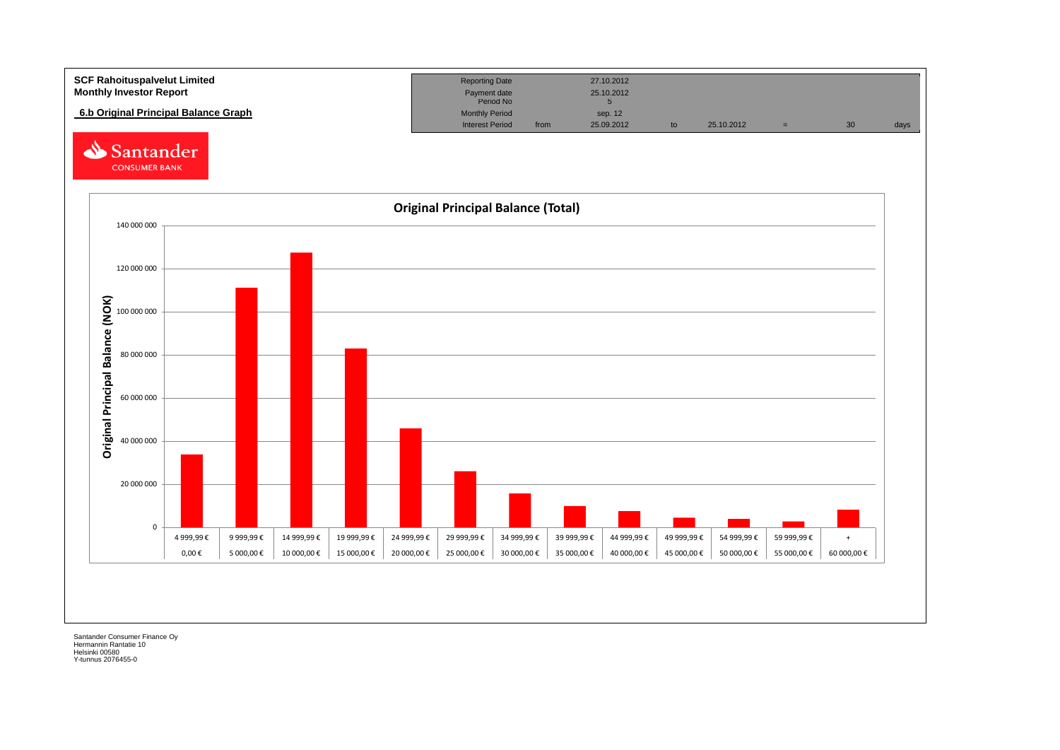**SCF Rahoituspalvelut Limited**
**Monthly Investor Report**

**6.b Original Principal Balance Graph**

| | | | | | | | | |
|---|---|---|---|---|---|---|---|---|
| Reporting Date | | 27.10.2012 | | | | | | |
| Payment date | | 25.10.2012 | | | | | | |
| Period No | | 5 | | | | | | |
| Monthly Period | | sep. 12 | | | | | | |
| Interest Period | from | 25.09.2012 | to | 25.10.2012 | = | 30 | | days |

Santander
CONSUMER BANK

Original Principal Balance (Total)

Original Principal Balance (NOK)

140 000 000
120 000 000
100 000 000
80 000 000
60 000 000
40 000 000
20 000 000
0

4 999,99 € / 0,00 €
9 999,99 € / 5 000,00 €
14 999,99 € / 10 000,00 €
19 999,99 € / 15 000,00 €
24 999,99 € / 20 000,00 €
29 999,99 € / 25 000,00 €
34 999,99 € / 30 000,00 €
39 999,99 € / 35 000,00 €
44 999,99 € / 40 000,00 €
49 999,99 € / 45 000,00 €
54 999,99 € / 50 000,00 €
59 999,99 € / 55 000,00 €
+ / 60 000,00 €

Santander Consumer Finance Oy
Hermannin Rantatie 10
Helsinki 00580
Y-tunnus 2076455-0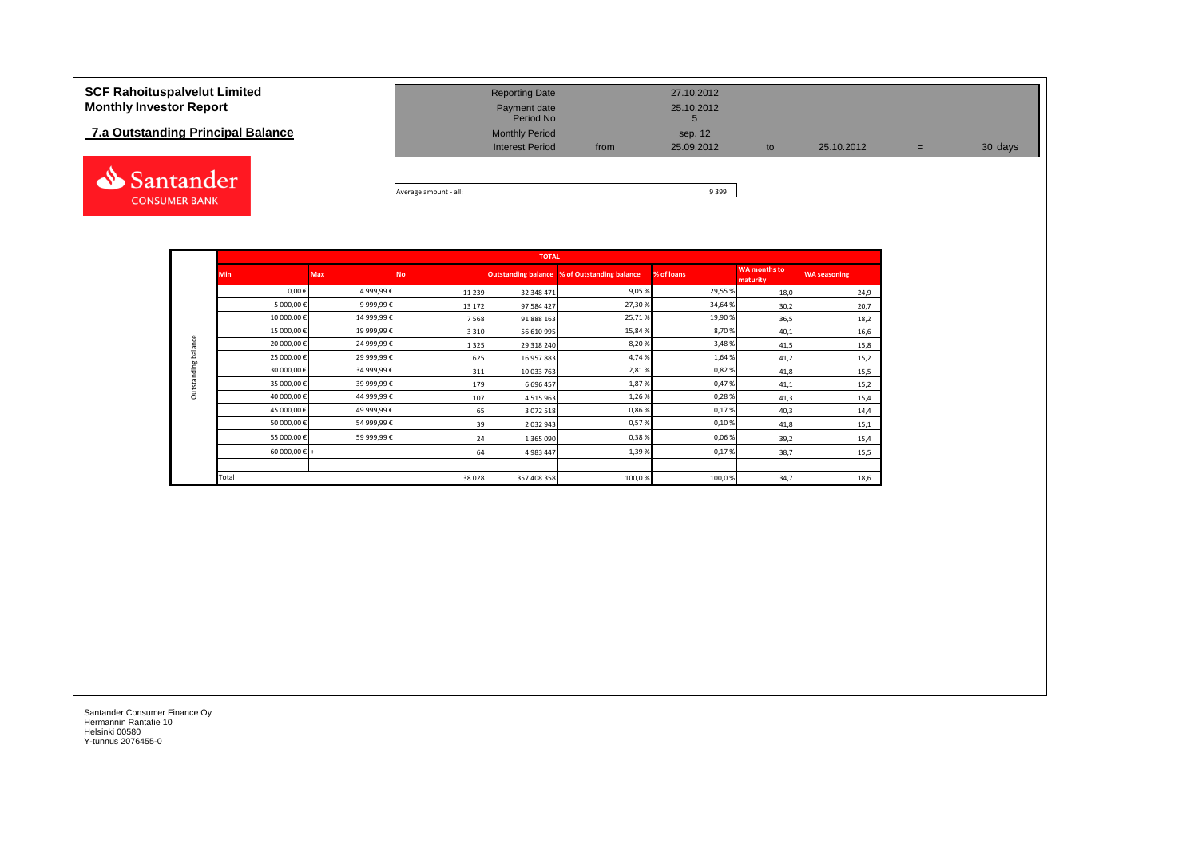**SCF Rahoituspalvelut Limited**
**Monthly Investor Report**

**7.a Outstanding Principal Balance**

| | | | | | | |
|---|---|---|---|---|---|---|
| Reporting Date | | 27.10.2012 | | | | |
| Payment date | | 25.10.2012 | | | | |
| Period No | | 5 | | | | |
| Monthly Period | | sep. 12 | | | | |
| Interest Period | from | 25.09.2012 | to | 25.10.2012 | = | 30 days |

Average amount - all: 9 399

| | TOTAL | | | | | | | |
|---|---|---|---|---|---|---|---|---|
| | Min | Max | No | Outstanding balance | % of Outstanding balance | % of loans | WA months to maturity | WA seasoning |
| Outstanding balance | 0,00 € | 4 999,99 € | 11 239 | 32 348 471 | 9,05 % | 29,55 % | 18,0 | 24,9 |
| | 5 000,00 € | 9 999,99 € | 13 172 | 97 584 427 | 27,30 % | 34,64 % | 30,2 | 20,7 |
| | 10 000,00 € | 14 999,99 € | 7 568 | 91 888 163 | 25,71 % | 19,90 % | 36,5 | 18,2 |
| | 15 000,00 € | 19 999,99 € | 3 310 | 56 610 995 | 15,84 % | 8,70 % | 40,1 | 16,6 |
| | 20 000,00 € | 24 999,99 € | 1 325 | 29 318 240 | 8,20 % | 3,48 % | 41,5 | 15,8 |
| | 25 000,00 € | 29 999,99 € | 625 | 16 957 883 | 4,74 % | 1,64 % | 41,2 | 15,2 |
| | 30 000,00 € | 34 999,99 € | 311 | 10 033 763 | 2,81 % | 0,82 % | 41,8 | 15,5 |
| | 35 000,00 € | 39 999,99 € | 179 | 6 696 457 | 1,87 % | 0,47 % | 41,1 | 15,2 |
| | 40 000,00 € | 44 999,99 € | 107 | 4 515 963 | 1,26 % | 0,28 % | 41,3 | 15,4 |
| | 45 000,00 € | 49 999,99 € | 65 | 3 072 518 | 0,86 % | 0,17 % | 40,3 | 14,4 |
| | 50 000,00 € | 54 999,99 € | 39 | 2 032 943 | 0,57 % | 0,10 % | 41,8 | 15,1 |
| | 55 000,00 € | 59 999,99 € | 24 | 1 365 090 | 0,38 % | 0,06 % | 39,2 | 15,4 |
| | 60 000,00 € + | | 64 | 4 983 447 | 1,39 % | 0,17 % | 38,7 | 15,5 |
| | | | | | | | | |
| | Total | | 38 028 | 357 408 358 | 100,0 % | 100,0 % | 34,7 | 18,6 |

Santander Consumer Finance Oy
Hermannin Rantatie 10
Helsinki 00580
Y-tunnus 2076455-0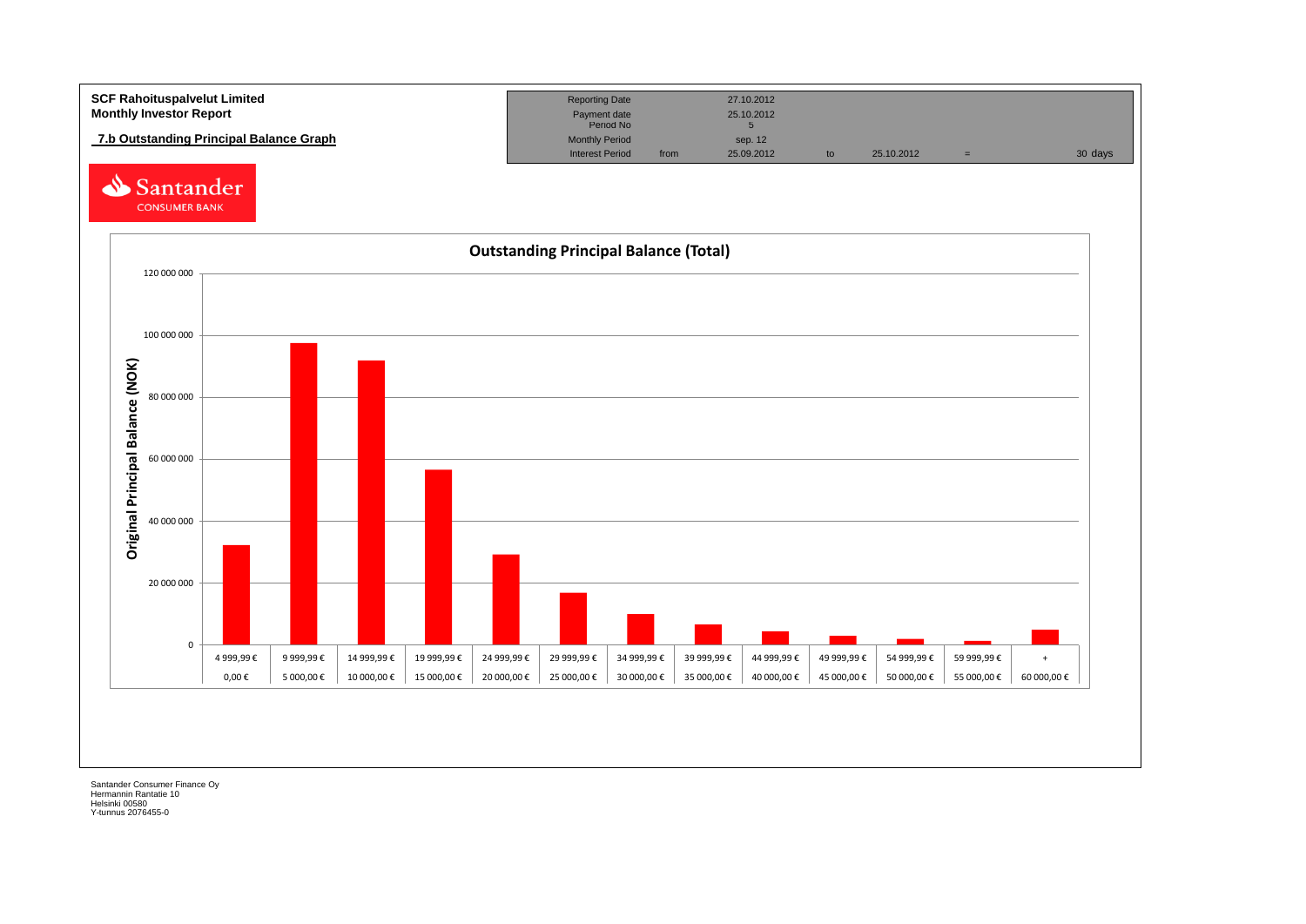**SCF Rahoituspalvelut Limited**
**Monthly Investor Report**

**7.b Outstanding Principal Balance Graph**

| | | | | | | |
|---|---|---|---|---|---|---|
| Reporting Date | | 27.10.2012 | | | | |
| Payment date | | 25.10.2012 | | | | |
| Period No | | 5 | | | | |
| Monthly Period | | sep. 12 | | | | |
| Interest Period | from | 25.09.2012 | to | 25.10.2012 | = | 30 days |

Santander
CONSUMER BANK

Outstanding Principal Balance (Total)

Original Principal Balance (NOK)

120 000 000
100 000 000
80 000 000
60 000 000
40 000 000
20 000 000
0

4 999,99 € / 0,00 €
9 999,99 € / 5 000,00 €
14 999,99 € / 10 000,00 €
19 999,99 € / 15 000,00 €
24 999,99 € / 20 000,00 €
29 999,99 € / 25 000,00 €
34 999,99 € / 30 000,00 €
39 999,99 € / 35 000,00 €
44 999,99 € / 40 000,00 €
49 999,99 € / 45 000,00 €
54 999,99 € / 50 000,00 €
59 999,99 € / 55 000,00 €
+ / 60 000,00 €

Santander Consumer Finance Oy
Hermannin Rantatie 10
Helsinki 00580
Y-tunnus 2076455-0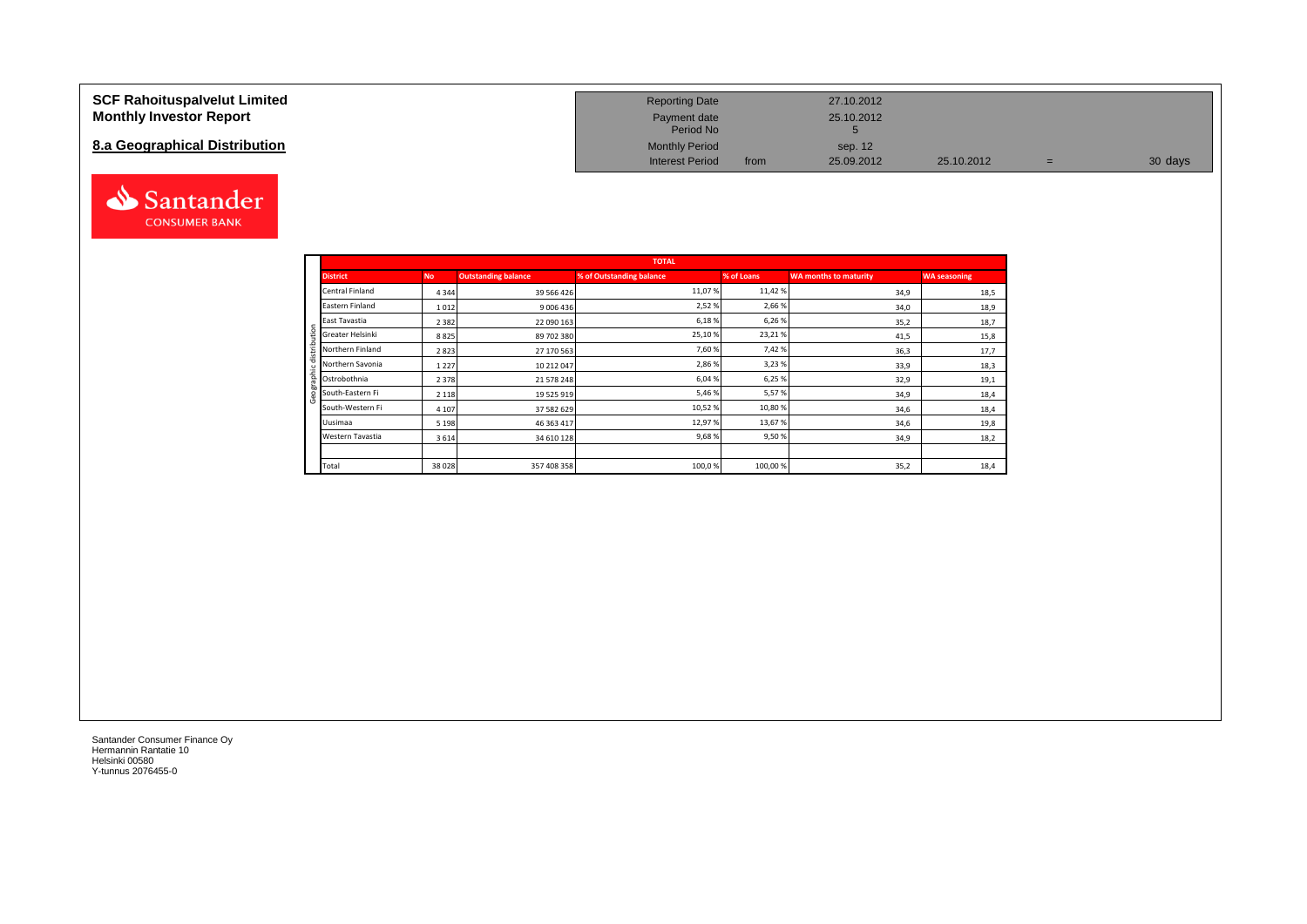**SCF Rahoituspalvelut Limited**
**Monthly Investor Report**

## 8.a Geographical Distribution

| | | | | | |
|---|---|---|---|---|---|
| Reporting Date | | 27.10.2012 | | | |
| Payment date | | 25.10.2012 | | | |
| Period No | | 5 | | | |
| Monthly Period | | sep. 12 | | | |
| Interest Period | from | 25.09.2012 | 25.10.2012 | = | 30 days |

Santander CONSUMER BANK

| | TOTAL | | | | | | |
|---|---|---|---|---|---|---|---|
| | District | No | Outstanding balance | % of Outstanding balance | % of Loans | WA months to maturity | WA seasoning |
| Geographic distribution | Central Finland | 4 344 | 39 566 426 | 11,07 % | 11,42 % | 34,9 | 18,5 |
| | Eastern Finland | 1 012 | 9 006 436 | 2,52 % | 2,66 % | 34,0 | 18,9 |
| | East Tavastia | 2 382 | 22 090 163 | 6,18 % | 6,26 % | 35,2 | 18,7 |
| | Greater Helsinki | 8 825 | 89 702 380 | 25,10 % | 23,21 % | 41,5 | 15,8 |
| | Northern Finland | 2 823 | 27 170 563 | 7,60 % | 7,42 % | 36,3 | 17,7 |
| | Northern Savonia | 1 227 | 10 212 047 | 2,86 % | 3,23 % | 33,9 | 18,3 |
| | Ostrobothnia | 2 378 | 21 578 248 | 6,04 % | 6,25 % | 32,9 | 19,1 |
| | South-Eastern Fi | 2 118 | 19 525 919 | 5,46 % | 5,57 % | 34,9 | 18,4 |
| | South-Western Fi | 4 107 | 37 582 629 | 10,52 % | 10,80 % | 34,6 | 18,4 |
| | Uusimaa | 5 198 | 46 363 417 | 12,97 % | 13,67 % | 34,6 | 19,8 |
| | Western Tavastia | 3 614 | 34 610 128 | 9,68 % | 9,50 % | 34,9 | 18,2 |
| | | | | | | | |
| | Total | 38 028 | 357 408 358 | 100,0 % | 100,00 % | 35,2 | 18,4 |

Santander Consumer Finance Oy
Hermannin Rantatie 10
Helsinki 00580
Y-tunnus 2076455-0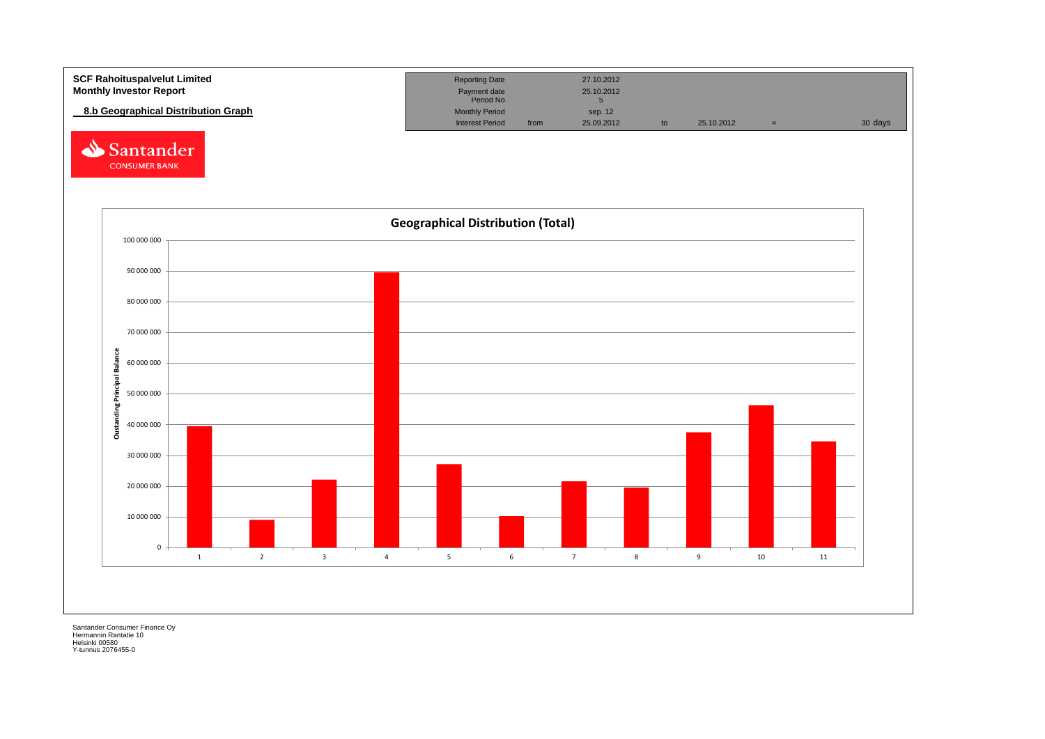**SCF Rahoituspalvelut Limited**
**Monthly Investor Report**

**8.b Geographical Distribution Graph**

| | | | | | | | |
|---|---|---|---|---|---|---|---|
| Reporting Date | | 27.10.2012 | | | | | |
| Payment date | | 25.10.2012 | | | | | |
| Period No | | 5 | | | | | |
| Monthly Period | | sep. 12 | | | | | |
| Interest Period | from | 25.09.2012 | to | 25.10.2012 | = | | 30 days |

Santander
CONSUMER BANK

Geographical Distribution (Total)

Oustanding Principal Balance

100 000 000
90 000 000
80 000 000
70 000 000
60 000 000
50 000 000
40 000 000
30 000 000
20 000 000
10 000 000
0

1 2 3 4 5 6 7 8 9 10 11

Santander Consumer Finance Oy
Hermannin Rantatie 10
Helsinki 00580
Y-tunnus 2076455-0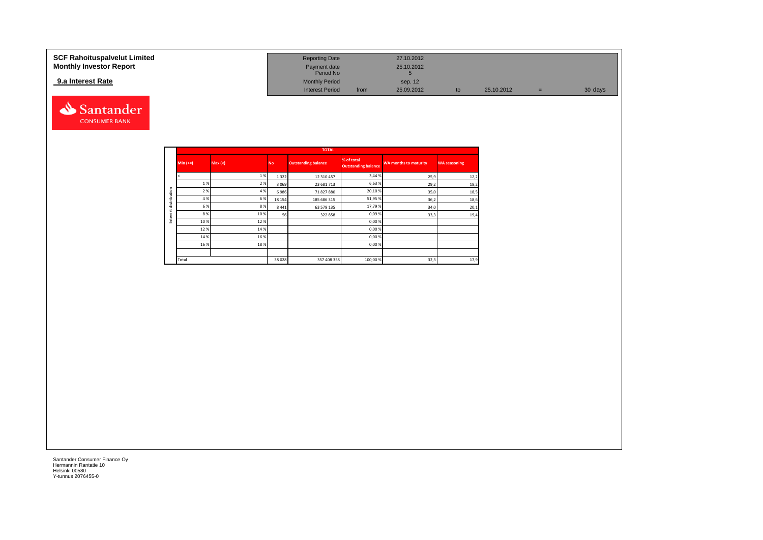**SCF Rahoituspalvelut Limited**
**Monthly Investor Report**

**9.a Interest Rate**

| | | | | | | |
|---|---|---|---|---|---|---|
| Reporting Date | | 27.10.2012 | | | | |
| Payment date | | 25.10.2012 | | | | |
| Period No | | 5 | | | | |
| Monthly Period | | sep. 12 | | | | |
| Interest Period | from | 25.09.2012 | to | 25.10.2012 | = | 30 days |

Santander CONSUMER BANK

**TOTAL**

| Interest distribution Min (>=) | Max (<) | No | Outstanding balance | % of total Outstanding balance | WA months to maturity | WA seasoning |
|---|---|---|---|---|---|---|
| < | 1 % | 1 322 | 12 310 457 | 3,44 % | 25,9 | 12,2 |
| 1 % | 2 % | 3 069 | 23 681 713 | 6,63 % | 29,2 | 18,2 |
| 2 % | 4 % | 6 986 | 71 827 880 | 20,10 % | 35,0 | 18,5 |
| 4 % | 6 % | 18 154 | 185 686 315 | 51,95 % | 36,2 | 18,6 |
| 6 % | 8 % | 8 441 | 63 579 135 | 17,79 % | 34,0 | 20,1 |
| 8 % | 10 % | 56 | 322 858 | 0,09 % | 33,3 | 19,4 |
| 10 % | 12 % | | | 0,00 % | | |
| 12 % | 14 % | | | 0,00 % | | |
| 14 % | 16 % | | | 0,00 % | | |
| 16 % | 18 % | | | 0,00 % | | |
| | | | | | | |
| Total | | 38 028 | 357 408 358 | 100,00 % | 32,3 | 17,9 |

Santander Consumer Finance Oy
Hermannin Rantatie 10
Helsinki 00580
Y-tunnus 2076455-0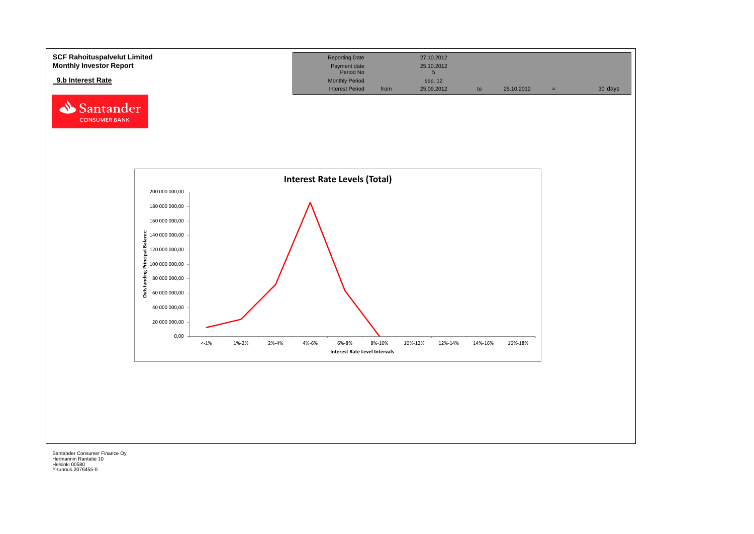**SCF Rahoituspalvelut Limited**
**Monthly Investor Report**

**9.b Interest Rate**

| | | | | | | |
|---|---|---|---|---|---|---|
| Reporting Date | | 27.10.2012 | | | | |
| Payment date | | 25.10.2012 | | | | |
| Period No | | 5 | | | | |
| Monthly Period | | sep. 12 | | | | |
| Interest Period | from | 25.09.2012 | to | 25.10.2012 | = | 30 days |

**Interest Rate Levels (Total)**

Outstanding Principal Balance

200 000 000,00
180 000 000,00
160 000 000,00
140 000 000,00
120 000 000,00
100 000 000,00
80 000 000,00
60 000 000,00
40 000 000,00
20 000 000,00
0,00

<-1% 1%-2% 2%-4% 4%-6% 6%-8% 8%-10% 10%-12% 12%-14% 14%-16% 16%-18%

Interest Rate Level Intervals

Santander Consumer Finance Oy
Hermannin Rantatie 10
Helsinki 00580
Y-tunnus 2076455-0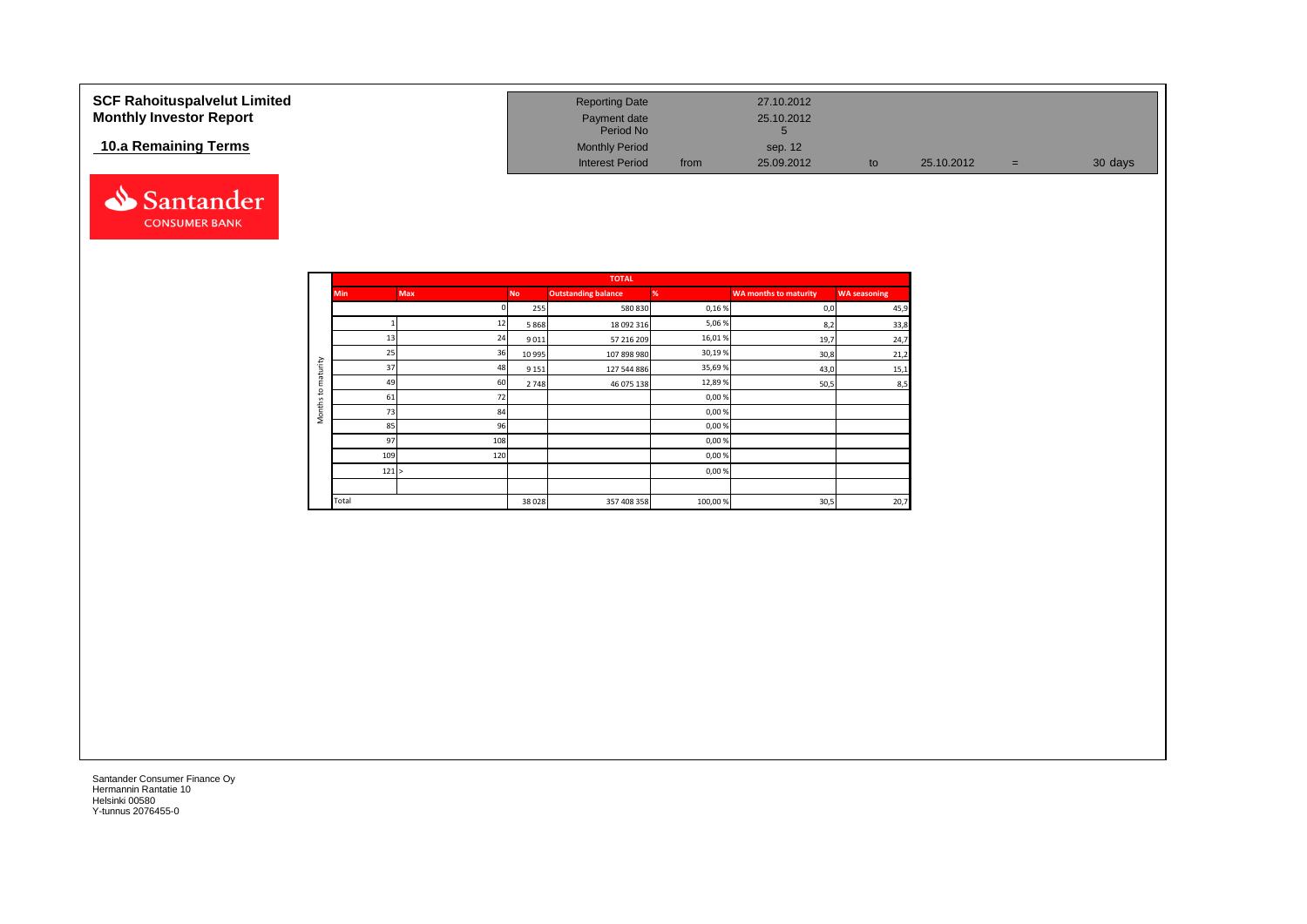**SCF Rahoituspalvelut Limited**
**Monthly Investor Report**

**10.a Remaining Terms**

| | | | | | | |
|---|---|---|---|---|---|---|
| Reporting Date | | 27.10.2012 | | | | |
| Payment date | | 25.10.2012 | | | | |
| Period No | | 5 | | | | |
| Monthly Period | | sep. 12 | | | | |
| Interest Period | from | 25.09.2012 | to | 25.10.2012 | = | 30 days |

| | TOTAL | | | | | | |
|---|---|---|---|---|---|---|---|
| | Min | Max | No | Outstanding balance | % | WA months to maturity | WA seasoning |
| Months to maturity | | 0 | 255 | 580 830 | 0,16 % | 0,0 | 45,9 |
| | 1 | 12 | 5 868 | 18 092 316 | 5,06 % | 8,2 | 33,8 |
| | 13 | 24 | 9 011 | 57 216 209 | 16,01 % | 19,7 | 24,7 |
| | 25 | 36 | 10 995 | 107 898 980 | 30,19 % | 30,8 | 21,2 |
| | 37 | 48 | 9 151 | 127 544 886 | 35,69 % | 43,0 | 15,1 |
| | 49 | 60 | 2 748 | 46 075 138 | 12,89 % | 50,5 | 8,5 |
| | 61 | 72 | | | 0,00 % | | |
| | 73 | 84 | | | 0,00 % | | |
| | 85 | 96 | | | 0,00 % | | |
| | 97 | 108 | | | 0,00 % | | |
| | 109 | 120 | | | 0,00 % | | |
| | 121 | > | | | 0,00 % | | |
| | | | | | | | |
| | Total | | 38 028 | 357 408 358 | 100,00 % | 30,5 | 20,7 |

Santander Consumer Finance Oy
Hermannin Rantatie 10
Helsinki 00580
Y-tunnus 2076455-0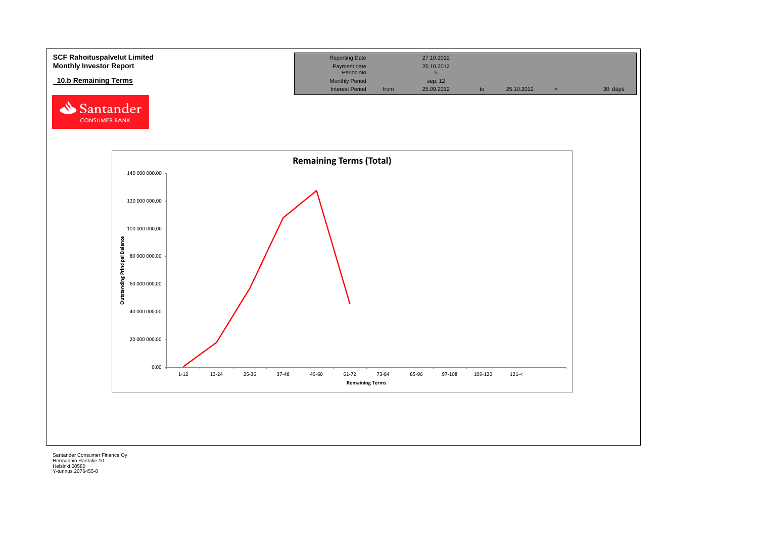**SCF Rahoituspalvelut Limited**
**Monthly Investor Report**

## 10.b Remaining Terms

| | | | | | | |
|---|---|---|---|---|---|---|
| Reporting Date | | 27.10.2012 | | | | |
| Payment date | | 25.10.2012 | | | | |
| Period No | | 5 | | | | |
| Monthly Period | | sep. 12 | | | | |
| Interest Period | from | 25.09.2012 | to | 25.10.2012 | = | 30 days |

Santander
CONSUMER BANK

Remaining Terms (Total)

Outstanding Principal Balance

140 000 000,00
120 000 000,00
100 000 000,00
80 000 000,00
60 000 000,00
40 000 000,00
20 000 000,00
0,00

1-12
13-24
25-36
37-48
49-60
61-72
73-84
85-96
97-108
109-120
121-<

Remaining Terms

Santander Consumer Finance Oy
Hermannin Rantatie 10
Helsinki 00580
Y-tunnus 2076455-0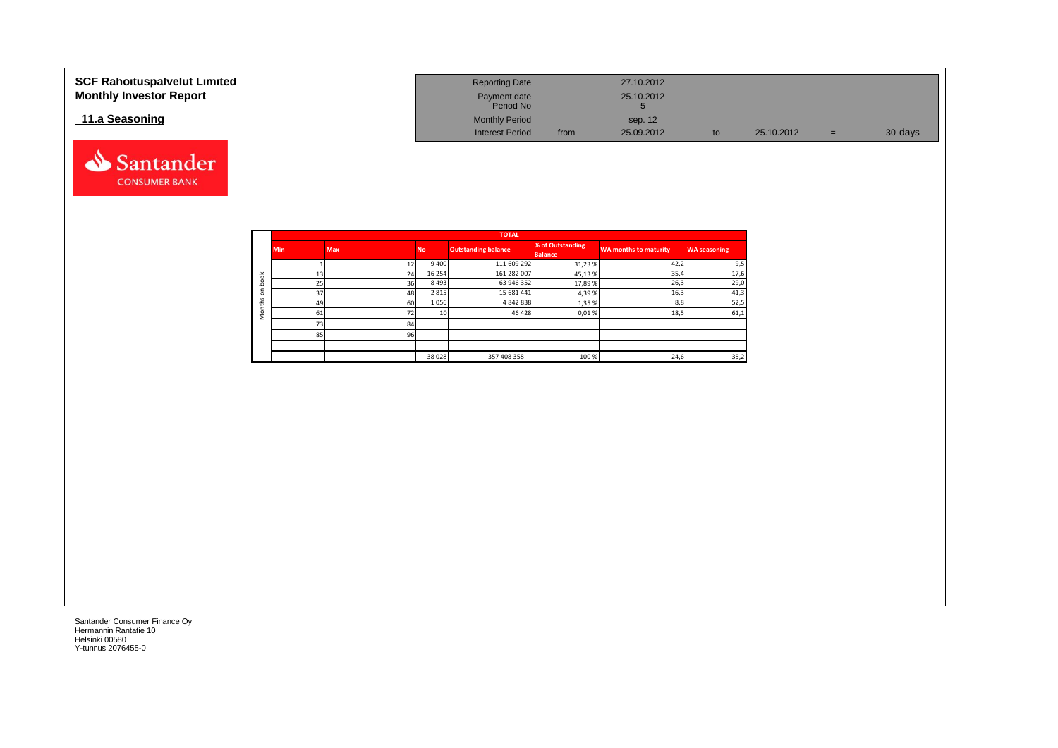# SCF Rahoituspalvelut Limited
## Monthly Investor Report

### 11.a Seasoning

| | | | |
|---|---|---|---|
| Reporting Date | | 27.10.2012 | | | | |
| Payment date | | 25.10.2012 | | | | |
| Period No | | 5 | | | | |
| Monthly Period | | sep. 12 | | | | |
| Interest Period | from | 25.09.2012 | to | 25.10.2012 | = | 30 days |

| Months on book | TOTAL | | | | | | |
|---|---|---|---|---|---|---|---|
| | Min | Max | No | Outstanding balance | % of Outstanding Balance | WA months to maturity | WA seasoning |
| | 1 | 12 | 9 400 | 111 609 292 | 31,23 % | 42,2 | 9,5 |
| | 13 | 24 | 16 254 | 161 282 007 | 45,13 % | 35,4 | 17,6 |
| | 25 | 36 | 8 493 | 63 946 352 | 17,89 % | 26,3 | 29,0 |
| | 37 | 48 | 2 815 | 15 681 441 | 4,39 % | 16,3 | 41,3 |
| | 49 | 60 | 1 056 | 4 842 838 | 1,35 % | 8,8 | 52,5 |
| | 61 | 72 | 10 | 46 428 | 0,01 % | 18,5 | 61,1 |
| | 73 | 84 | | | | | |
| | 85 | 96 | | | | | |
| | | | | | | | |
| | | | 38 028 | 357 408 358 | 100 % | 24,6 | 35,2 |

Santander Consumer Finance Oy
Hermannin Rantatie 10
Helsinki 00580
Y-tunnus 2076455-0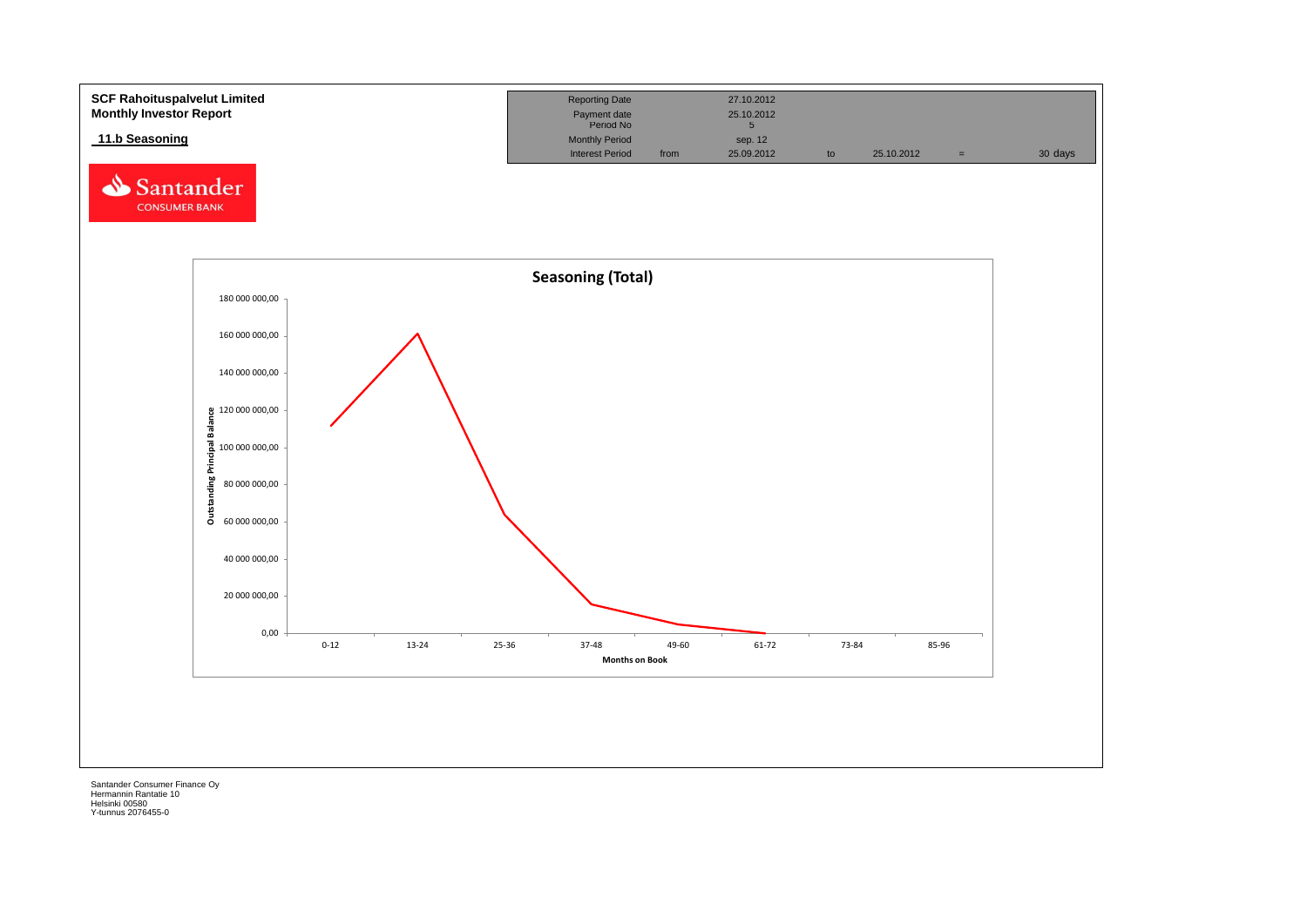**SCF Rahoituspalvelut Limited**
**Monthly Investor Report**

## 11.b Seasoning

| | | | | | | |
|---|---|---|---|---|---|---|
| Reporting Date | | 27.10.2012 | | | | |
| Payment date | | 25.10.2012 | | | | |
| Period No | | 5 | | | | |
| Monthly Period | | sep. 12 | | | | |
| Interest Period | from | 25.09.2012 | to | 25.10.2012 | = | 30 days |

Santander
CONSUMER BANK

Seasoning (Total)

Outstanding Principal Balance

180 000 000,00
160 000 000,00
140 000 000,00
120 000 000,00
100 000 000,00
80 000 000,00
60 000 000,00
40 000 000,00
20 000 000,00
0,00

0-12
13-24
25-36
37-48
49-60
61-72
73-84
85-96

Months on Book

Santander Consumer Finance Oy
Hermannin Rantatie 10
Helsinki 00580
Y-tunnus 2076455-0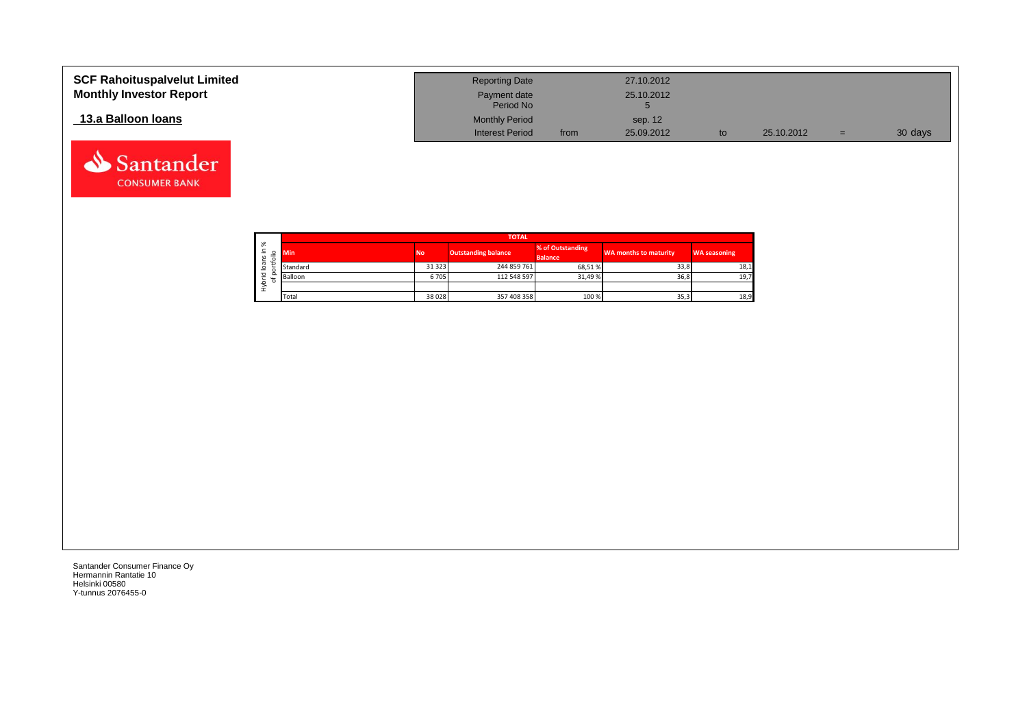# SCF Rahoituspalvelut Limited
## Monthly Investor Report

### 13.a Balloon loans

| | | | | | | | | |
|---|---|---|---|---|---|---|---|---|
| Reporting Date | | 27.10.2012 | | | | |
| Payment date | | 25.10.2012 | | | | |
| Period No | | 5 | | | | |
| Monthly Period | | sep. 12 | | | | |
| Interest Period | from | 25.09.2012 | to | 25.10.2012 | = | 30 days |

Santander CONSUMER BANK

| Hybrid loans in % of portfolio | TOTAL | | | | | |
|---|---|---|---|---|---|---|
| Min | No | Outstanding balance | % of Outstanding Balance | WA months to maturity | WA seasoning |
| Standard | 31 323 | 244 859 761 | 68,51 % | 33,8 | 18,1 |
| Balloon | 6 705 | 112 548 597 | 31,49 % | 36,8 | 19,7 |
| | | | | | |
| Total | 38 028 | 357 408 358 | 100 % | 35,3 | 18,9 |

Santander Consumer Finance Oy
Hermannin Rantatie 10
Helsinki 00580
Y-tunnus 2076455-0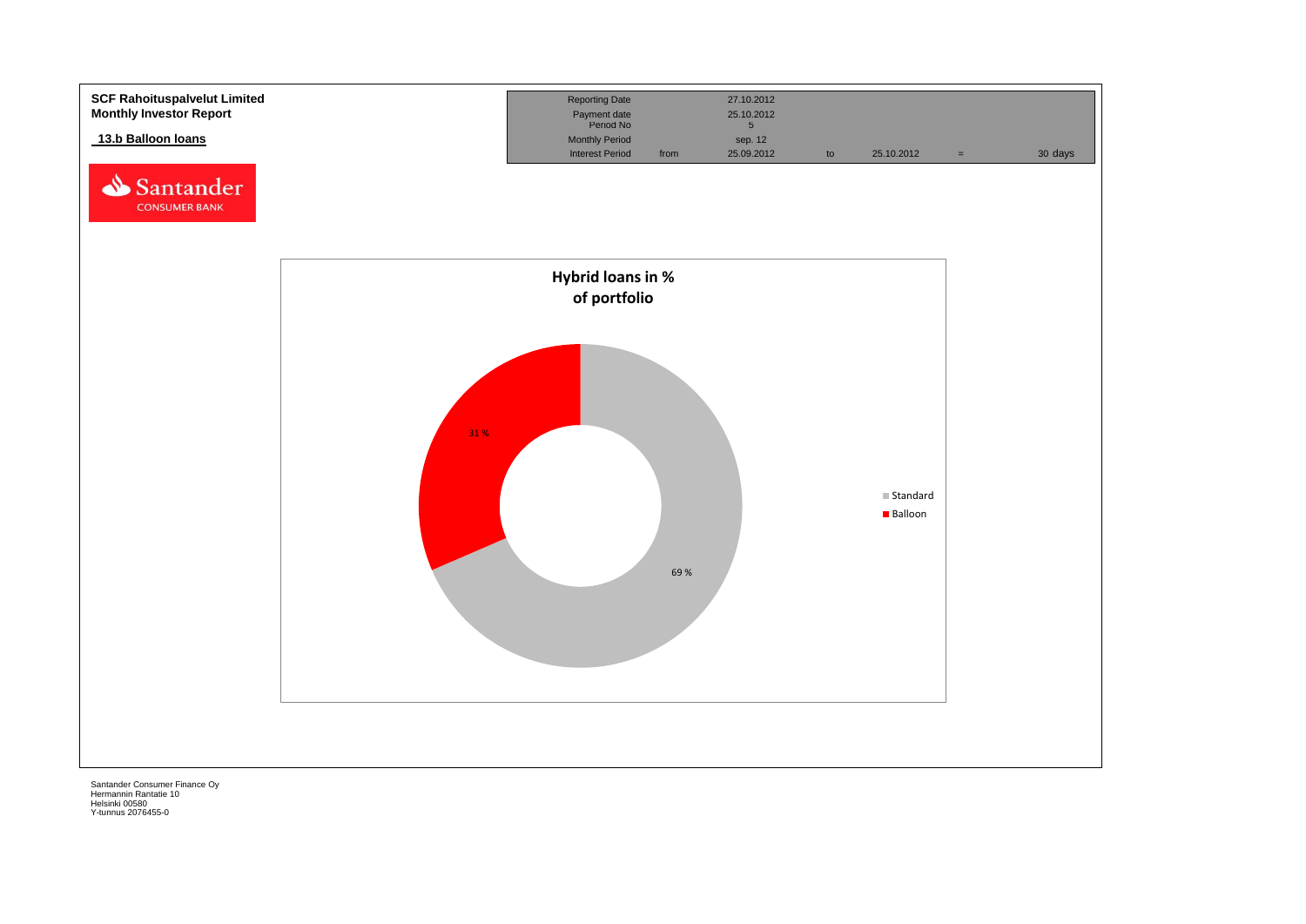**SCF Rahoituspalvelut Limited**
**Monthly Investor Report**

## 13.b Balloon loans

| | | | | | | | |
|---|---|---|---|---|---|---|---|
| Reporting Date | | 27.10.2012 | | | | | |
| Payment date | | 25.10.2012 | | | | | |
| Period No | | 5 | | | | | |
| Monthly Period | | sep. 12 | | | | | |
| Interest Period | from | 25.09.2012 | to | 25.10.2012 | = | | 30 days |

Santander
CONSUMER BANK

**Hybrid loans in % of portfolio**

31 %

69 %

Standard

Balloon

Santander Consumer Finance Oy
Hermannin Rantatie 10
Helsinki 00580
Y-tunnus 2076455-0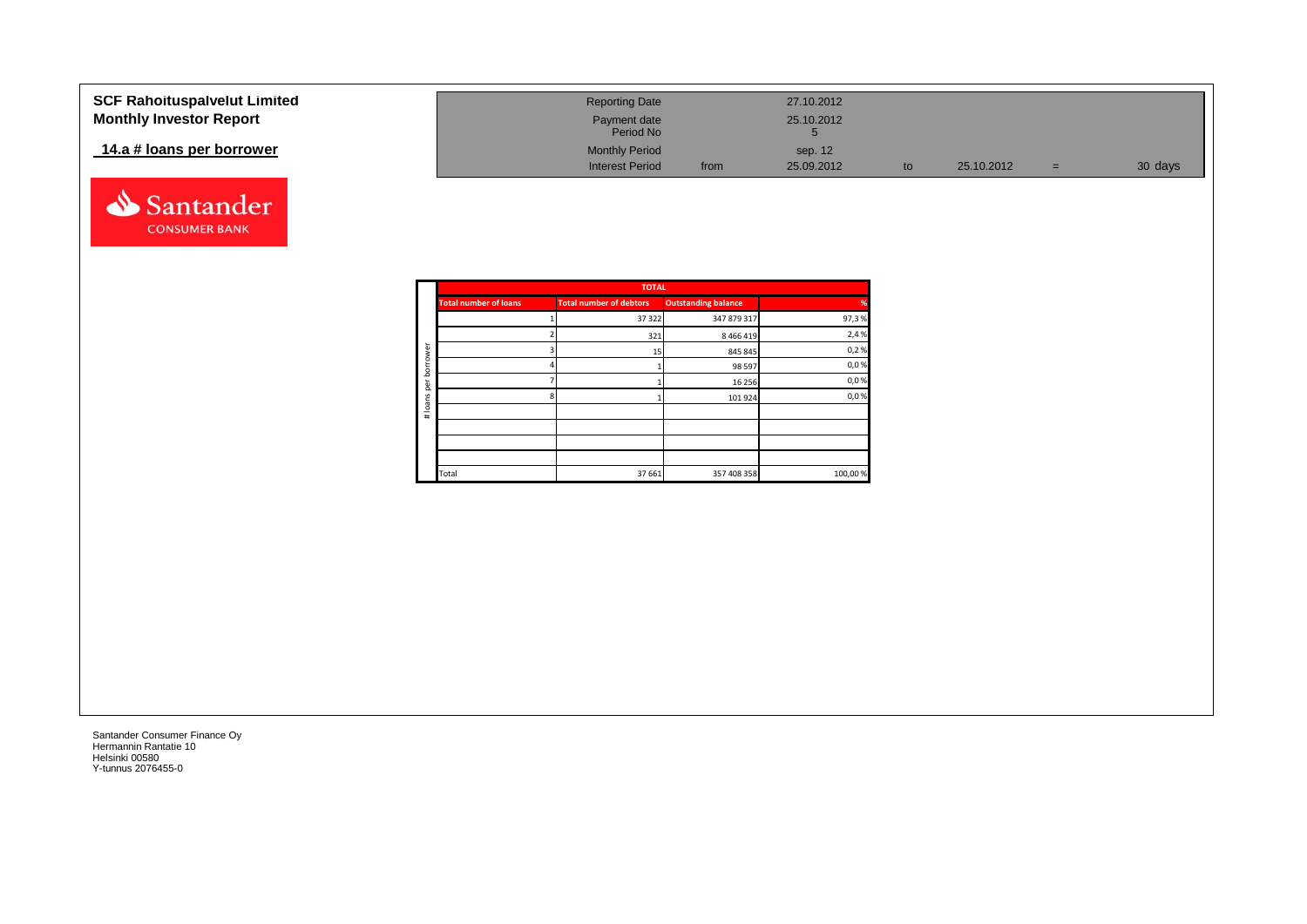**SCF Rahoituspalvelut Limited**
**Monthly Investor Report**

## 14.a # loans per borrower

| | | | | | | |
|---|---|---|---|---|---|---|
| Reporting Date | | 27.10.2012 | | | | |
| Payment date | | 25.10.2012 | | | | |
| Period No | | 5 | | | | |
| Monthly Period | | sep. 12 | | | | |
| Interest Period | from | 25.09.2012 | to | 25.10.2012 | = | 30 days |

Santander CONSUMER BANK

# loans per borrower

| TOTAL | | | |
|---|---|---|---|
| Total number of loans | Total number of debtors | Outstanding balance | % |
| 1 | 37 322 | 347 879 317 | 97,3 % |
| 2 | 321 | 8 466 419 | 2,4 % |
| 3 | 15 | 845 845 | 0,2 % |
| 4 | 1 | 98 597 | 0,0 % |
| 7 | 1 | 16 256 | 0,0 % |
| 8 | 1 | 101 924 | 0,0 % |
| | | | |
| | | | |
| | | | |
| | | | |
| Total | 37 661 | 357 408 358 | 100,00 % |

Santander Consumer Finance Oy
Hermannin Rantatie 10
Helsinki 00580
Y-tunnus 2076455-0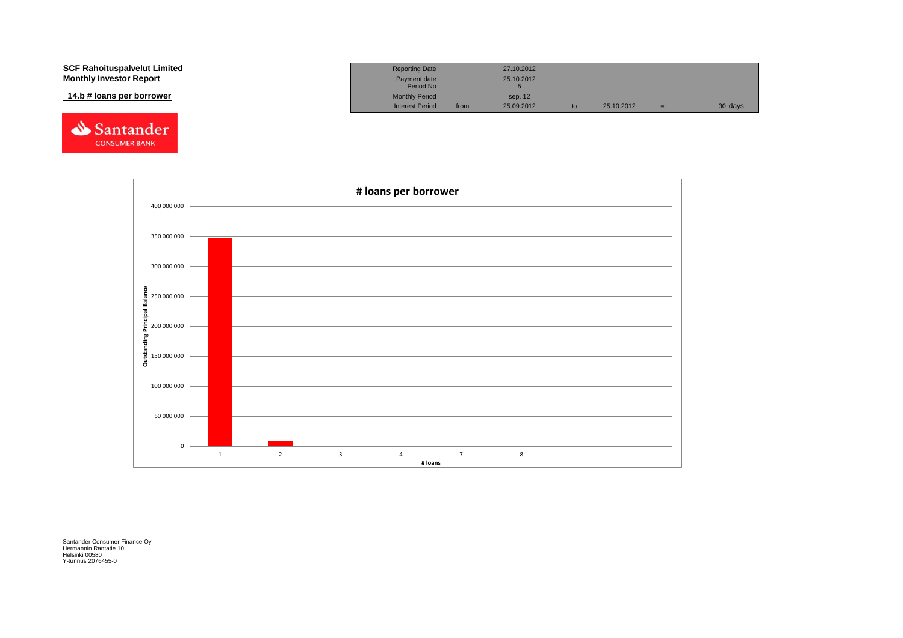**SCF Rahoituspalvelut Limited**
**Monthly Investor Report**

**14.b # loans per borrower**

Santander CONSUMER BANK

| | | | | | | |
|---|---|---|---|---|---|---|
| Reporting Date | | 27.10.2012 | | | | |
| Payment date Period No | | 25.10.2012 5 | | | | |
| Monthly Period | | sep. 12 | | | | |
| Interest Period | from | 25.09.2012 | to | 25.10.2012 | = | 30 days |

# loans per borrower

Outstanding Principal Balance

400 000 000
350 000 000
300 000 000
250 000 000
200 000 000
150 000 000
100 000 000
50 000 000
0

1
2
3
4
7
8

# loans

Santander Consumer Finance Oy
Hermannin Rantatie 10
Helsinki 00580
Y-tunnus 2076455-0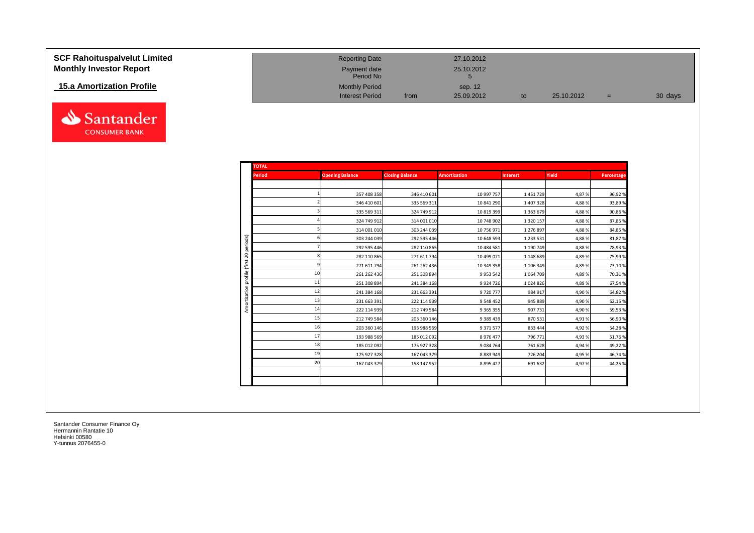**SCF Rahoituspalvelut Limited**
**Monthly Investor Report**

**15.a Amortization Profile**

| | | | | | | |
|---|---|---|---|---|---|---|
| Reporting Date | | 27.10.2012 | | | | |
| Payment date | | 25.10.2012 | | | | |
| Period No | | 5 | | | | |
| Monthly Period | | sep. 12 | | | | |
| Interest Period | from | 25.09.2012 | to | 25.10.2012 | = | 30 days |

**TOTAL**

Amortization profile (first 20 periods)

| Period | Opening Balance | Closing Balance | Amortization | Interest | Yield | Percentage |
|---|---|---|---|---|---|---|
| 1 | 357 408 358 | 346 410 601 | 10 997 757 | 1 451 729 | 4,87 % | 96,92 % |
| 2 | 346 410 601 | 335 569 311 | 10 841 290 | 1 407 328 | 4,88 % | 93,89 % |
| 3 | 335 569 311 | 324 749 912 | 10 819 399 | 1 363 679 | 4,88 % | 90,86 % |
| 4 | 324 749 912 | 314 001 010 | 10 748 902 | 1 320 157 | 4,88 % | 87,85 % |
| 5 | 314 001 010 | 303 244 039 | 10 756 971 | 1 276 897 | 4,88 % | 84,85 % |
| 6 | 303 244 039 | 292 595 446 | 10 648 593 | 1 233 531 | 4,88 % | 81,87 % |
| 7 | 292 595 446 | 282 110 865 | 10 484 581 | 1 190 749 | 4,88 % | 78,93 % |
| 8 | 282 110 865 | 271 611 794 | 10 499 071 | 1 148 689 | 4,89 % | 75,99 % |
| 9 | 271 611 794 | 261 262 436 | 10 349 358 | 1 106 349 | 4,89 % | 73,10 % |
| 10 | 261 262 436 | 251 308 894 | 9 953 542 | 1 064 709 | 4,89 % | 70,31 % |
| 11 | 251 308 894 | 241 384 168 | 9 924 726 | 1 024 826 | 4,89 % | 67,54 % |
| 12 | 241 384 168 | 231 663 391 | 9 720 777 | 984 917 | 4,90 % | 64,82 % |
| 13 | 231 663 391 | 222 114 939 | 9 548 452 | 945 889 | 4,90 % | 62,15 % |
| 14 | 222 114 939 | 212 749 584 | 9 365 355 | 907 731 | 4,90 % | 59,53 % |
| 15 | 212 749 584 | 203 360 146 | 9 389 439 | 870 531 | 4,91 % | 56,90 % |
| 16 | 203 360 146 | 193 988 569 | 9 371 577 | 833 444 | 4,92 % | 54,28 % |
| 17 | 193 988 569 | 185 012 092 | 8 976 477 | 796 771 | 4,93 % | 51,76 % |
| 18 | 185 012 092 | 175 927 328 | 9 084 764 | 761 628 | 4,94 % | 49,22 % |
| 19 | 175 927 328 | 167 043 379 | 8 883 949 | 726 204 | 4,95 % | 46,74 % |
| 20 | 167 043 379 | 158 147 952 | 8 895 427 | 691 632 | 4,97 % | 44,25 % |

Santander Consumer Finance Oy
Hermannin Rantatie 10
Helsinki 00580
Y-tunnus 2076455-0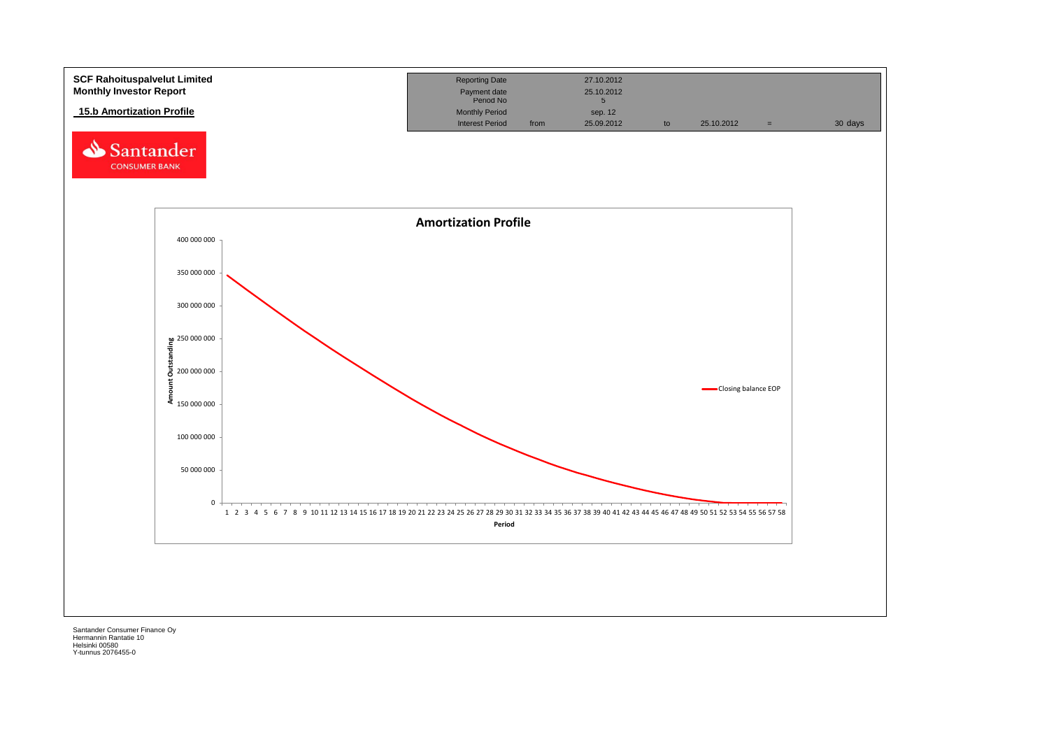**SCF Rahoituspalvelut Limited**
**Monthly Investor Report**

**15.b Amortization Profile**

| | | | | | | |
|---|---|---|---|---|---|---|
| Reporting Date | | 27.10.2012 | | | | |
| Payment date | | 25.10.2012 | | | | |
| Period No | | 5 | | | | |
| Monthly Period | | sep. 12 | | | | |
| Interest Period | from | 25.09.2012 | to | 25.10.2012 | = | 30 days |

Amortization Profile

Amount Outstanding

400 000 000
350 000 000
300 000 000
250 000 000
200 000 000
150 000 000
100 000 000
50 000 000
0

Period

1 2 3 4 5 6 7 8 9 10 11 12 13 14 15 16 17 18 19 20 21 22 23 24 25 26 27 28 29 30 31 32 33 34 35 36 37 38 39 40 41 42 43 44 45 46 47 48 49 50 51 52 53 54 55 56 57 58

Closing balance EOP

Santander Consumer Finance Oy
Hermannin Rantatie 10
Helsinki 00580
Y-tunnus 2076455-0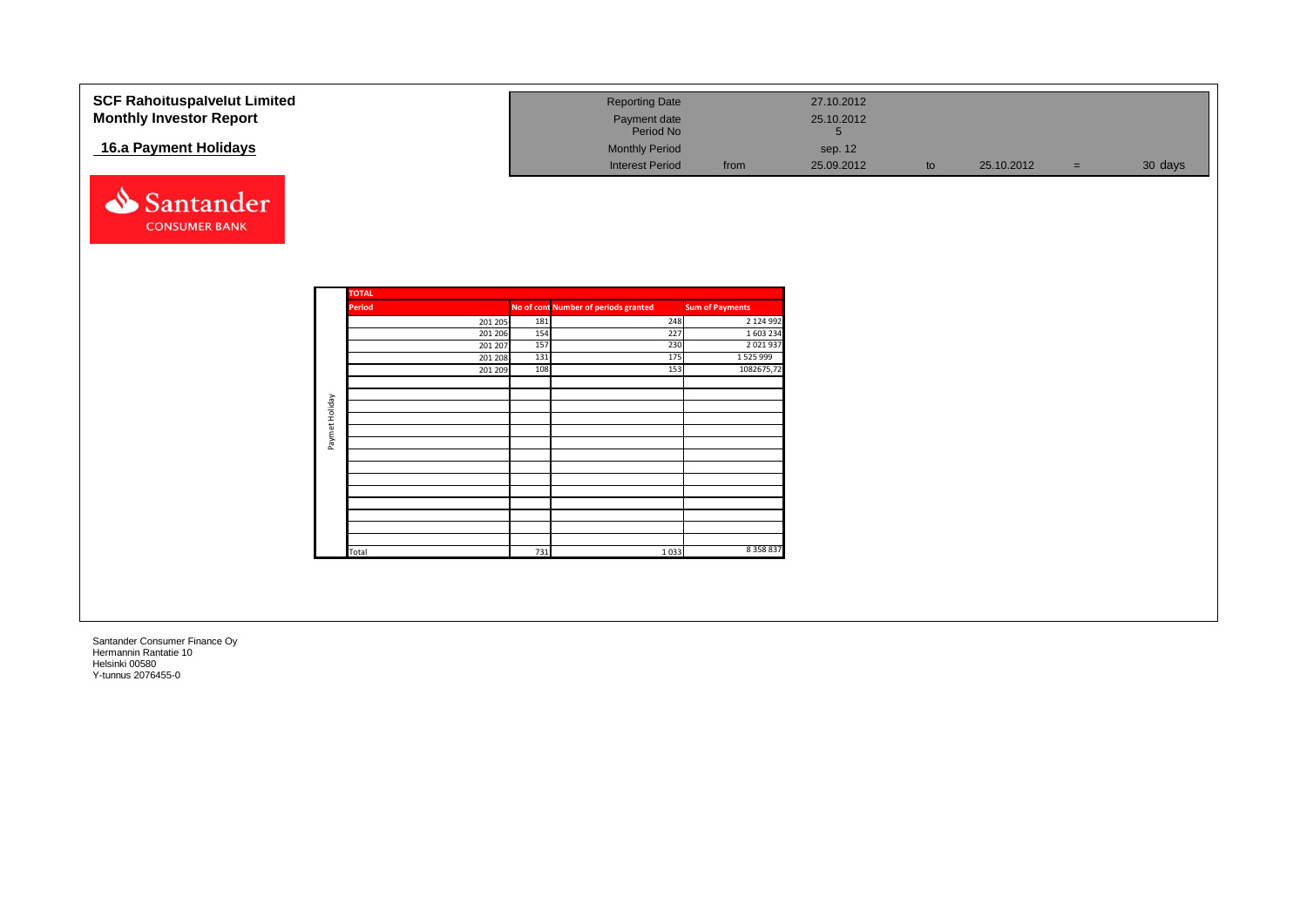# SCF Rahoituspalvelut Limited
## Monthly Investor Report

### 16.a Payment Holidays

| | | | | | | | |
|---|---|---|---|---|---|---|---|
| Reporting Date | | 27.10.2012 | | | | | |
| Payment date | | 25.10.2012 | | | | | |
| Period No | | 5 | | | | | |
| Monthly Period | | sep. 12 | | | | | |
| Interest Period | from | 25.09.2012 | to | 25.10.2012 | = | 30 | days |

Santander CONSUMER BANK

| Paymet Holiday | TOTAL | | | |
|---|---|---|---|---|
| | Period | No of cont | Number of periods granted | Sum of Payments |
| | 201 205 | 181 | 248 | 2 124 992 |
| | 201 206 | 154 | 227 | 1 603 234 |
| | 201 207 | 157 | 230 | 2 021 937 |
| | 201 208 | 131 | 175 | 1 525 999 |
| | 201 209 | 108 | 153 | 1082675,72 |
| | Total | 731 | 1 033 | 8 358 837 |

Santander Consumer Finance Oy
Hermannin Rantatie 10
Helsinki 00580
Y-tunnus 2076455-0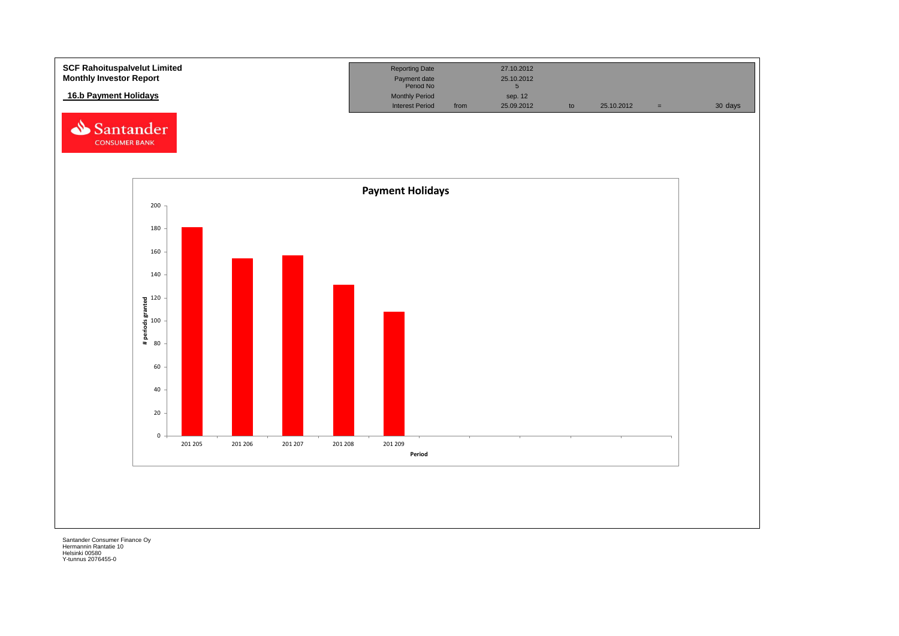**SCF Rahoituspalvelut Limited**
**Monthly Investor Report**

**16.b Payment Holidays**

Santander
CONSUMER BANK

| | | | | | | |
|---|---|---|---|---|---|---|
| Reporting Date | | 27.10.2012 | | | | |
| Payment date | | 25.10.2012 | | | | |
| Period No | | 5 | | | | |
| Monthly Period | | sep. 12 | | | | |
| Interest Period | from | 25.09.2012 | to | 25.10.2012 | = | 30 days |

Payment Holidays

# periods granted

200
180
160
140
120
100
80
60
40
20
0

201 205
201 206
201 207
201 208
201 209

Period

Santander Consumer Finance Oy
Hermannin Rantatie 10
Helsinki 00580
Y-tunnus 2076455-0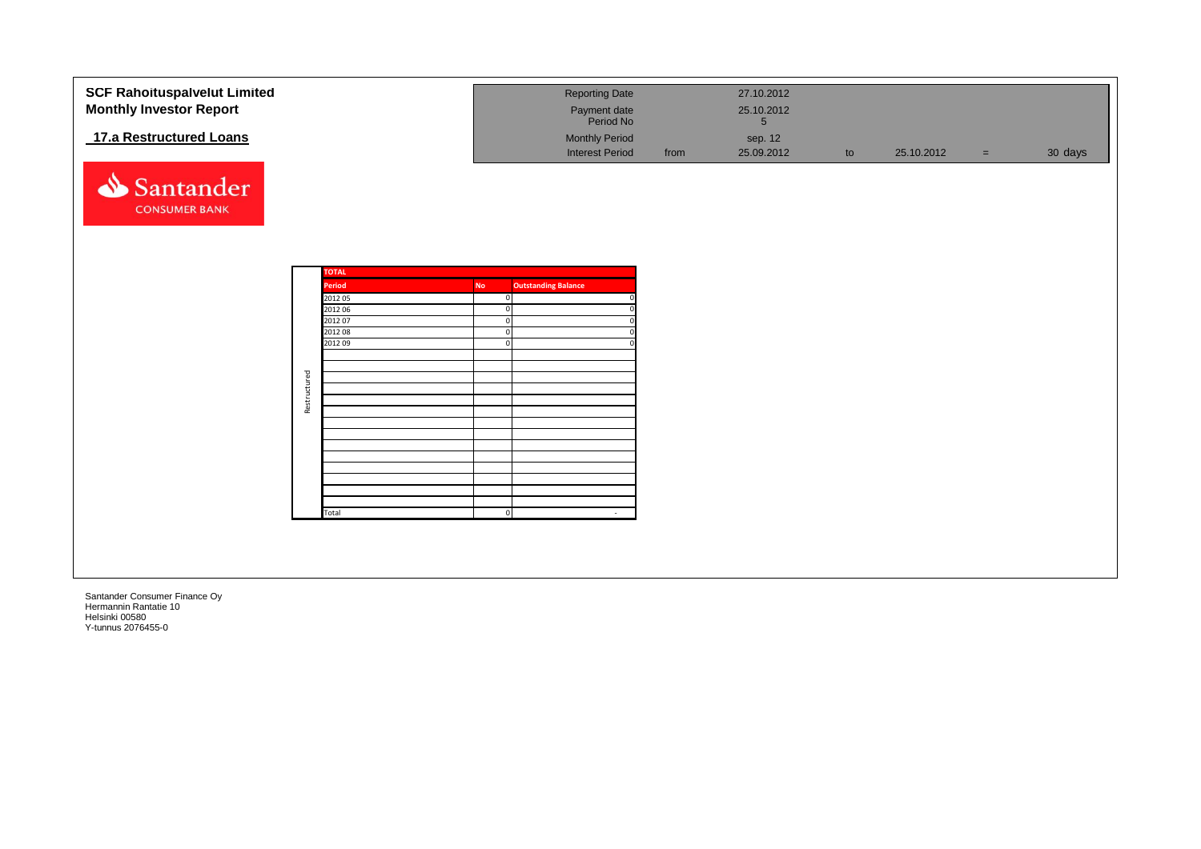# SCF Rahoituspalvelut Limited
## Monthly Investor Report

### 17.a Restructured Loans

| | | | | | | |
|---|---|---|---|---|---|---|
| Reporting Date | | 27.10.2012 | | | | |
| Payment date | | 25.10.2012 | | | | |
| Period No | | 5 | | | | |
| Monthly Period | | sep. 12 | | | | |
| Interest Period | from | 25.09.2012 | to | 25.10.2012 | = | 30 days |

Santander CONSUMER BANK

| | TOTAL | | |
|---|---|---|---|
| | Period | No | Outstanding Balance |
| Restructured | 2012 05 | 0 | 0 |
| | 2012 06 | 0 | 0 |
| | 2012 07 | 0 | 0 |
| | 2012 08 | 0 | 0 |
| | 2012 09 | 0 | 0 |
| | Total | 0 | - |

Santander Consumer Finance Oy
Hermannin Rantatie 10
Helsinki 00580
Y-tunnus 2076455-0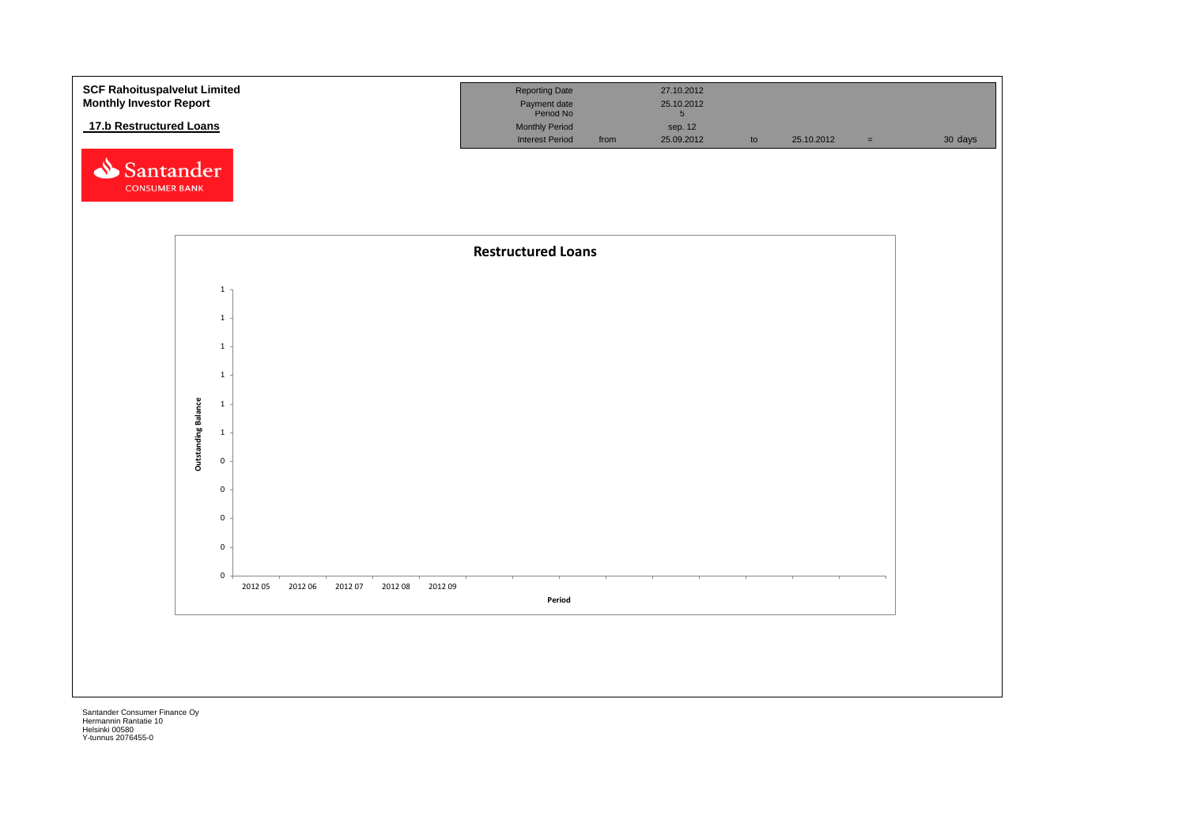**SCF Rahoituspalvelut Limited**
**Monthly Investor Report**

## 17.b Restructured Loans

Santander CONSUMER BANK

| | | | | | | |
|---|---|---|---|---|---|---|
| Reporting Date | | 27.10.2012 | | | | |
| Payment date | | 25.10.2012 | | | | |
| Period No | | 5 | | | | |
| Monthly Period | | sep. 12 | | | | |
| Interest Period | from | 25.09.2012 | to | 25.10.2012 | = | 30 days |

Restructured Loans

Outstanding Balance

1
1
1
1
1
1
0
0
0
0
0

2012 05
2012 06
2012 07
2012 08
2012 09

Period

Santander Consumer Finance Oy
Hermannin Rantatie 10
Helsinki 00580
Y-tunnus 2076455-0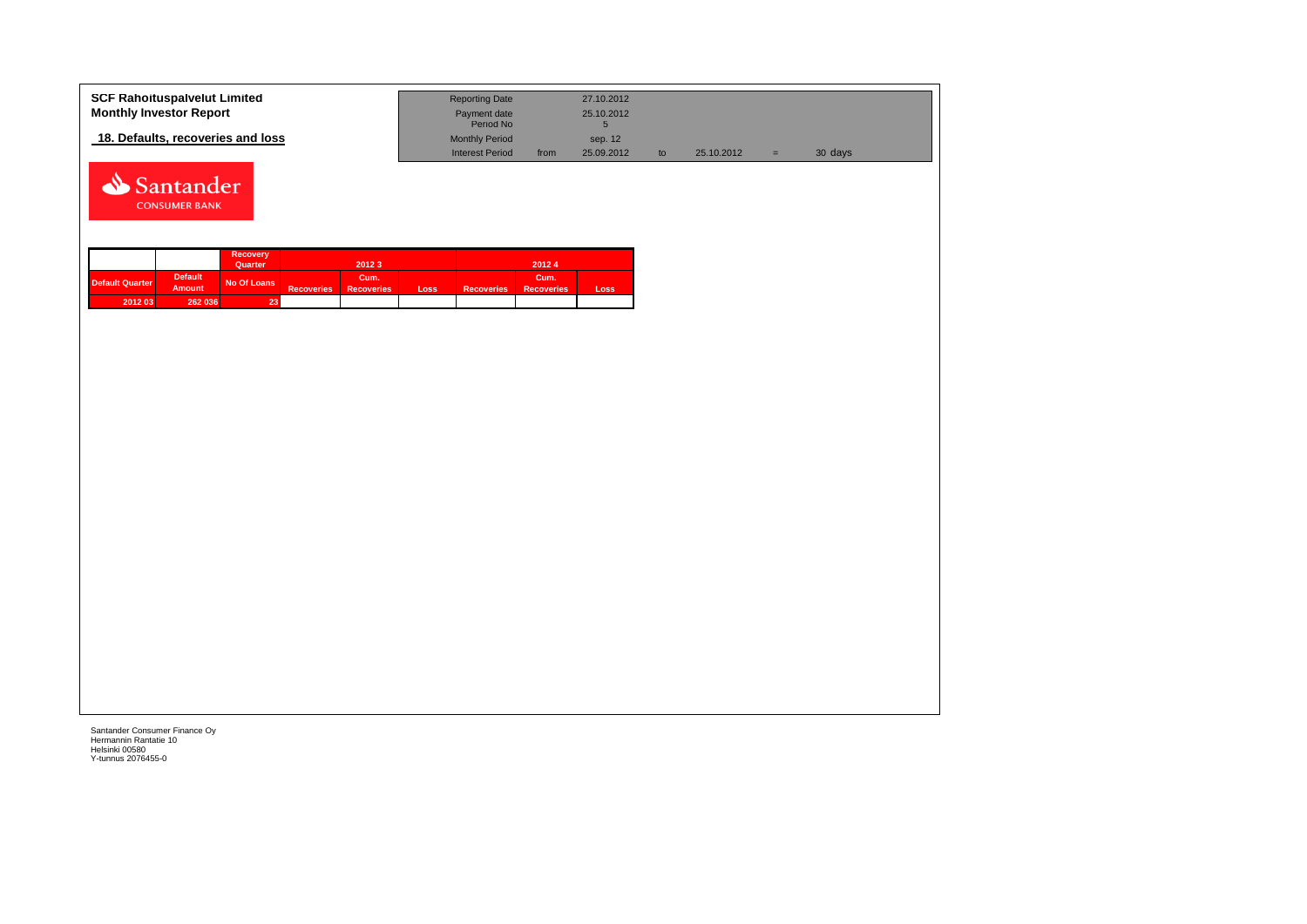**SCF Rahoituspalvelut Limited**
**Monthly Investor Report**

**18. Defaults, recoveries and loss**

| | | | | | | |
|---|---|---|---|---|---|---|
| Reporting Date | | 27.10.2012 | | | | |
| Payment date | | 25.10.2012 | | | | |
| Period No | | 5 | | | | |
| Monthly Period | | sep. 12 | | | | |
| Interest Period | from | 25.09.2012 | to | 25.10.2012 | = | 30 days |

Santander CONSUMER BANK

| | | Recovery Quarter | 2012 3 | | | 2012 4 | | |
|---|---|---|---|---|---|---|---|---|
| Default Quarter | Default Amount | No Of Loans | Recoveries | Cum. Recoveries | Loss | Recoveries | Cum. Recoveries | Loss |
| 2012 03 | 262 036 | 23 | | | | | | |

Santander Consumer Finance Oy
Hermannin Rantatie 10
Helsinki 00580
Y-tunnus 2076455-0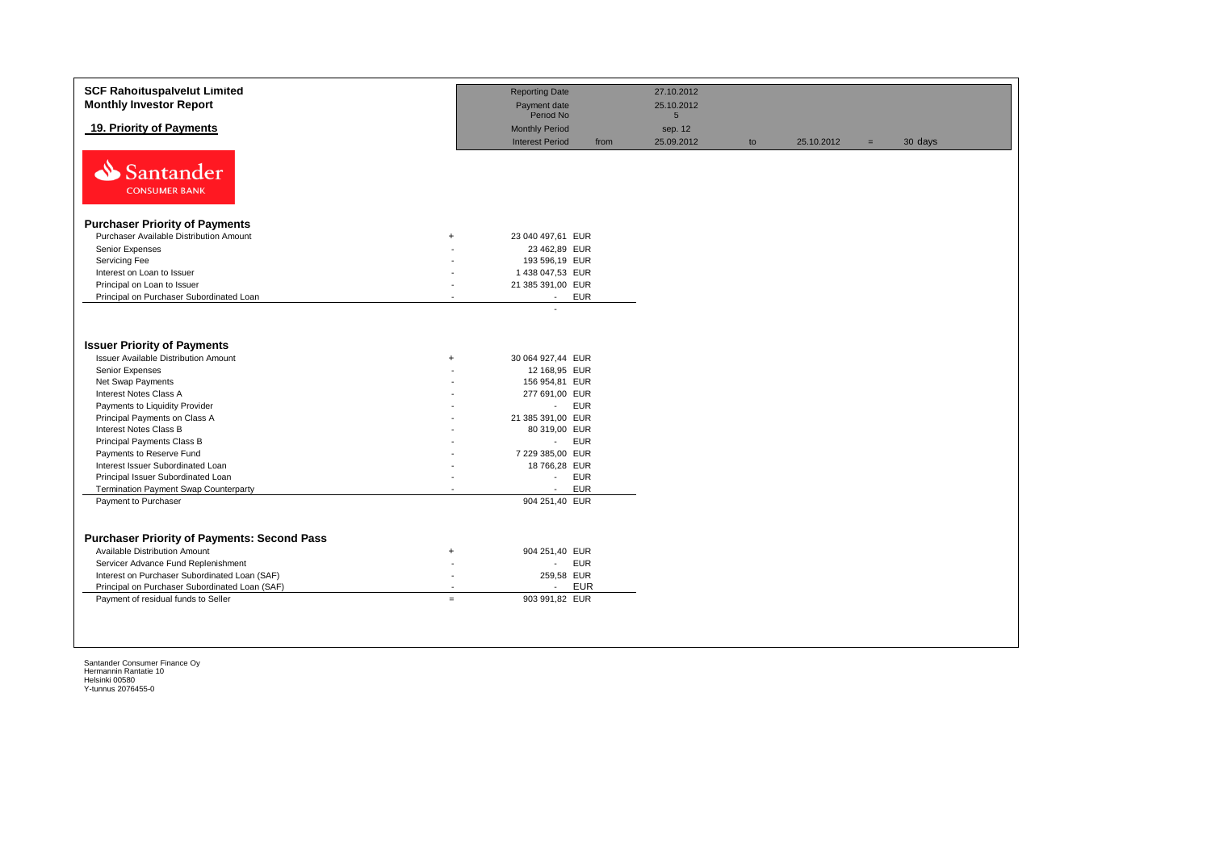**SCF Rahoituspalvelut Limited**
**Monthly Investor Report**

**19. Priority of Payments**

| | | | | | | | |
|---|---|---|---|---|---|---|---|
| Reporting Date | | 27.10.2012 | | | | | |
| Payment date | | 25.10.2012 | | | | | |
| Period No | | 5 | | | | | |
| Monthly Period | | sep. 12 | | | | | |
| Interest Period | from | 25.09.2012 | to | 25.10.2012 | = | 30 days | |

Santander CONSUMER BANK

### Purchaser Priority of Payments

| | | | |
|---|---|---|---|
| Purchaser Available Distribution Amount | + | 23 040 497,61 | EUR |
| Senior Expenses | - | 23 462,89 | EUR |
| Servicing Fee | - | 193 596,19 | EUR |
| Interest on Loan to Issuer | - | 1 438 047,53 | EUR |
| Principal on Loan to Issuer | - | 21 385 391,00 | EUR |
| Principal on Purchaser Subordinated Loan | - | - | EUR |
| | | - | |

### Issuer Priority of Payments

| | | | |
|---|---|---|---|
| Issuer Available Distribution Amount | + | 30 064 927,44 | EUR |
| Senior Expenses | - | 12 168,95 | EUR |
| Net Swap Payments | - | 156 954,81 | EUR |
| Interest Notes Class A | - | 277 691,00 | EUR |
| Payments to Liquidity Provider | - | - | EUR |
| Principal Payments on Class A | - | 21 385 391,00 | EUR |
| Interest Notes Class B | - | 80 319,00 | EUR |
| Principal Payments Class B | - | - | EUR |
| Payments to Reserve Fund | - | 7 229 385,00 | EUR |
| Interest Issuer Subordinated Loan | - | 18 766,28 | EUR |
| Principal Issuer Subordinated Loan | - | - | EUR |
| Termination Payment Swap Counterparty | - | - | EUR |
| Payment to Purchaser | | 904 251,40 | EUR |

### Purchaser Priority of Payments: Second Pass

| | | | |
|---|---|---|---|
| Available Distribution Amount | + | 904 251,40 | EUR |
| Servicer Advance Fund Replenishment | - | - | EUR |
| Interest on Purchaser Subordinated Loan (SAF) | - | 259,58 | EUR |
| Principal on Purchaser Subordinated Loan (SAF) | - | - | EUR |
| Payment of residual funds to Seller | = | 903 991,82 | EUR |

Santander Consumer Finance Oy
Hermannin Rantatie 10
Helsinki 00580
Y-tunnus 2076455-0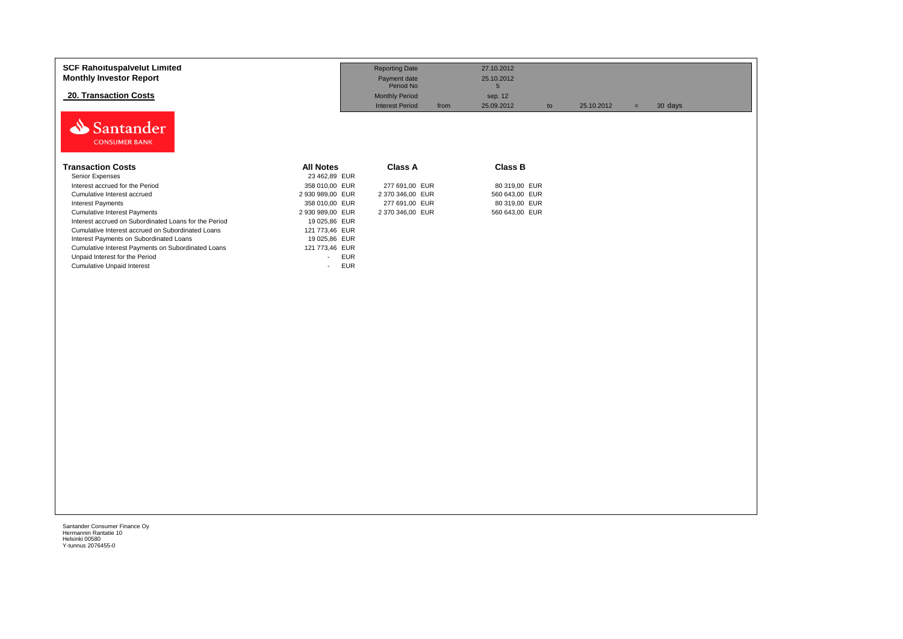**SCF Rahoituspalvelut Limited**
**Monthly Investor Report**

## 20. Transaction Costs

| | | | | | | | |
|---|---|---|---|---|---|---|---|
| Reporting Date | | 27.10.2012 | | | | | |
| Payment date | | 25.10.2012 | | | | | |
| Period No | | 5 | | | | | |
| Monthly Period | | sep. 12 | | | | | |
| Interest Period | from | 25.09.2012 | to | 25.10.2012 | = | 30 | days |

Santander
CONSUMER BANK

| Transaction Costs | All Notes | Class A | Class B |
|---|---|---|---|
| Senior Expenses | 23 462,89 EUR | | |
| Interest accrued for the Period | 358 010,00 EUR | 277 691,00 EUR | 80 319,00 EUR |
| Cumulative Interest accrued | 2 930 989,00 EUR | 2 370 346,00 EUR | 560 643,00 EUR |
| Interest Payments | 358 010,00 EUR | 277 691,00 EUR | 80 319,00 EUR |
| Cumulative Interest Payments | 2 930 989,00 EUR | 2 370 346,00 EUR | 560 643,00 EUR |
| Interest accrued on Subordinated Loans for the Period | 19 025,86 EUR | | |
| Cumulative Interest accrued on Subordinated Loans | 121 773,46 EUR | | |
| Interest Payments on Subordinated Loans | 19 025,86 EUR | | |
| Cumulative Interest Payments on Subordinated Loans | 121 773,46 EUR | | |
| Unpaid Interest for the Period | - EUR | | |
| Cumulative Unpaid Interest | - EUR | | |

Santander Consumer Finance Oy
Hermannin Rantatie 10
Helsinki 00580
Y-tunnus 2076455-0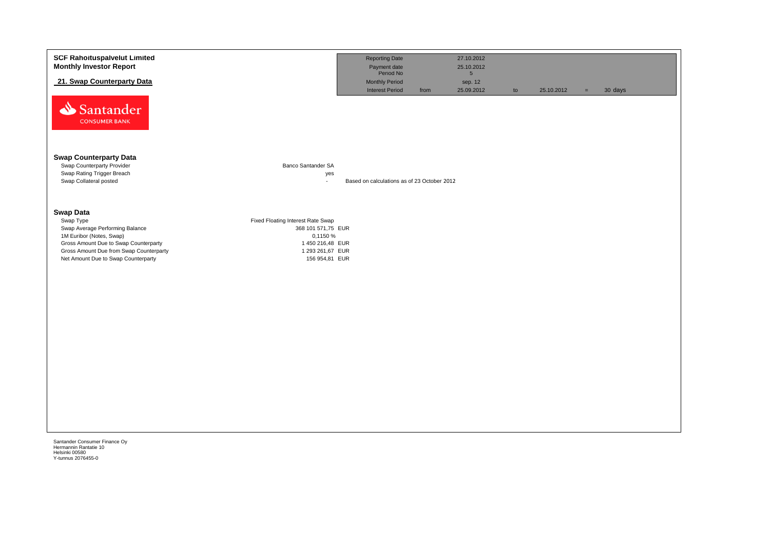# SCF Rahoituspalvelut Limited
## Monthly Investor Report

### 21. Swap Counterparty Data

| | | | | | | |
|---|---|---|---|---|---|---|
| Reporting Date | | 27.10.2012 | | | | |
| Payment date | | 25.10.2012 | | | | |
| Period No | | 5 | | | | |
| Monthly Period | | sep. 12 | | | | |
| Interest Period | from | 25.09.2012 | to | 25.10.2012 | = | 30 days |

Santander CONSUMER BANK

### Swap Counterparty Data

| | | |
|---|---|---|
| Swap Counterparty Provider | Banco Santander SA | |
| Swap Rating Trigger Breach | yes | |
| Swap Collateral posted | - | Based on calculations as of 23 October 2012 |

### Swap Data

| | |
|---|---|
| Swap Type | Fixed Floating Interest Rate Swap |
| Swap Average Performing Balance | 368 101 571,75 EUR |
| 1M Euribor (Notes, Swap) | 0,1150 % |
| Gross Amount Due to Swap Counterparty | 1 450 216,48 EUR |
| Gross Amount Due from Swap Counterparty | 1 293 261,67 EUR |
| Net Amount Due to Swap Counterparty | 156 954,81 EUR |

Santander Consumer Finance Oy
Hermannin Rantatie 10
Helsinki 00580
Y-tunnus 2076455-0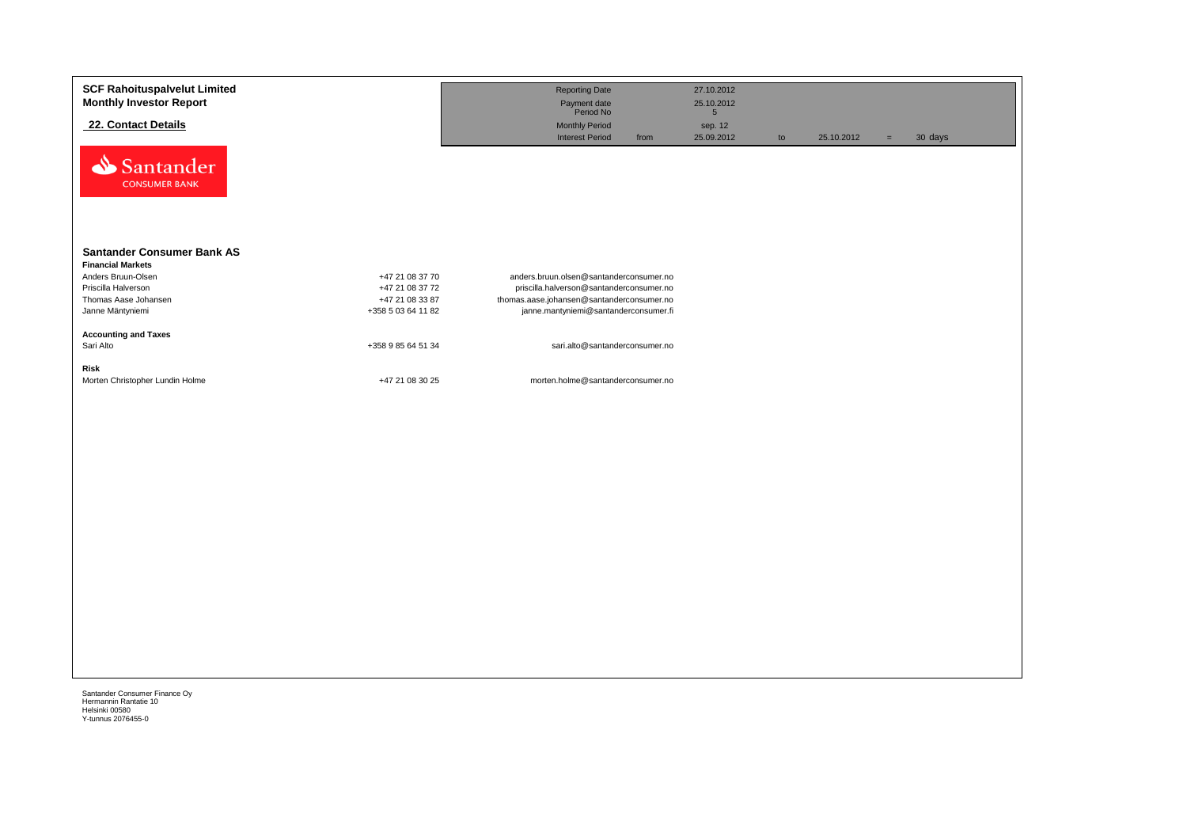**SCF Rahoituspalvelut Limited**
**Monthly Investor Report**

**22. Contact Details**

| | | | | | | |
|---|---|---|---|---|---|---|
| Reporting Date | | 27.10.2012 | | | | |
| Payment date | | 25.10.2012 | | | | |
| Period No | | 5 | | | | |
| Monthly Period | | sep. 12 | | | | |
| Interest Period | from | 25.09.2012 | to | 25.10.2012 | = | 30 days |

Santander
CONSUMER BANK

## Santander Consumer Bank AS

**Financial Markets**

| | | |
|---|---|---|
| Anders Bruun-Olsen | +47 21 08 37 70 | anders.bruun.olsen@santanderconsumer.no |
| Priscilla Halverson | +47 21 08 37 72 | priscilla.halverson@santanderconsumer.no |
| Thomas Aase Johansen | +47 21 08 33 87 | thomas.aase.johansen@santanderconsumer.no |
| Janne Mäntyniemi | +358 5 03 64 11 82 | janne.mantyniemi@santanderconsumer.fi |

**Accounting and Taxes**

| | | |
|---|---|---|
| Sari Alto | +358 9 85 64 51 34 | sari.alto@santanderconsumer.no |

**Risk**

| | | |
|---|---|---|
| Morten Christopher Lundin Holme | +47 21 08 30 25 | morten.holme@santanderconsumer.no |

Santander Consumer Finance Oy
Hermannin Rantatie 10
Helsinki 00580
Y-tunnus 2076455-0